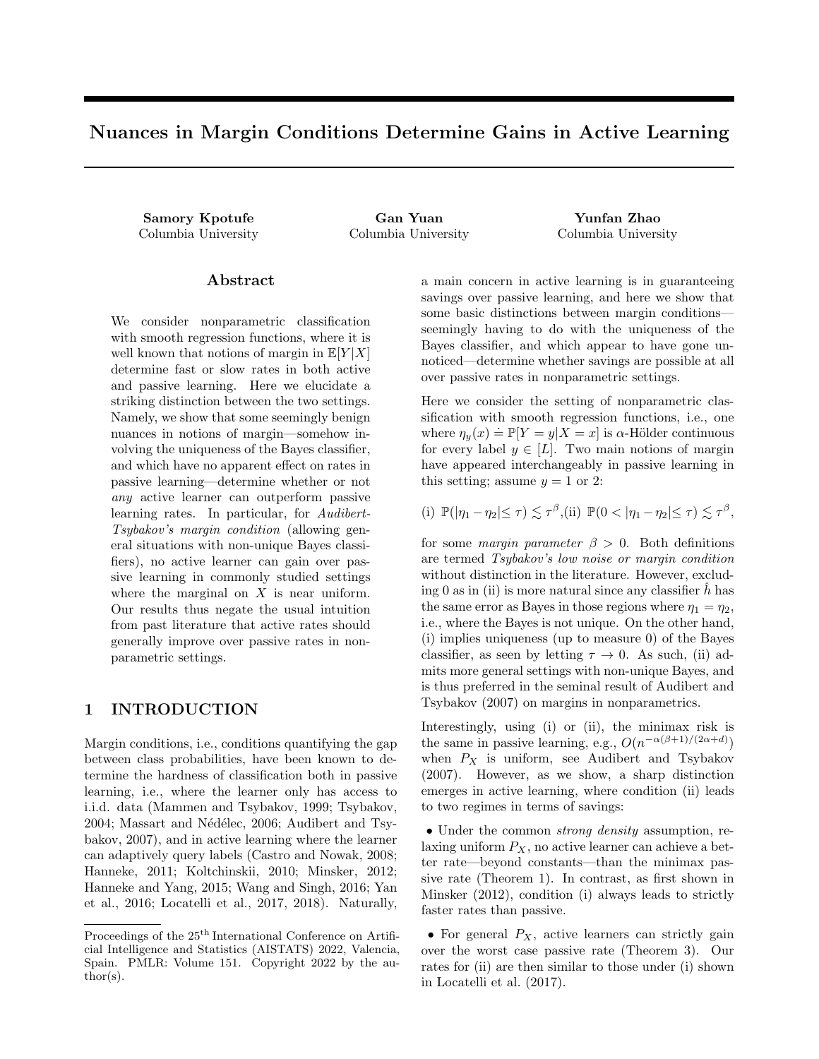# Nuances in Margin Conditions Determine Gains in Active Learning

**Samory Kpotufe**
Columbia University

**Gan Yuan**
Columbia University

**Yunfan Zhao**
Columbia University

## Abstract

We consider nonparametric classification with smooth regression functions, where it is well known that notions of margin in $\mathbb{E}[Y|X]$ determine fast or slow rates in both active and passive learning. Here we elucidate a striking distinction between the two settings. Namely, we show that some seemingly benign nuances in notions of margin—somehow involving the uniqueness of the Bayes classifier, and which have no apparent effect on rates in passive learning—determine whether or not *any* active learner can outperform passive learning rates. In particular, for *Audibert-Tsybakov's margin condition* (allowing general situations with non-unique Bayes classifiers), no active learner can gain over passive learning in commonly studied settings where the marginal on $X$ is near uniform. Our results thus negate the usual intuition from past literature that active rates should generally improve over passive rates in nonparametric settings.

## 1 INTRODUCTION

Margin conditions, i.e., conditions quantifying the gap between class probabilities, have been known to determine the hardness of classification both in passive learning, i.e., where the learner only has access to i.i.d. data (Mammen and Tsybakov, 1999; Tsybakov, 2004; Massart and Nédélec, 2006; Audibert and Tsybakov, 2007), and in active learning where the learner can adaptively query labels (Castro and Nowak, 2008; Hanneke, 2011; Koltchinskii, 2010; Minsker, 2012; Hanneke and Yang, 2015; Wang and Singh, 2016; Yan et al., 2016; Locatelli et al., 2017, 2018). Naturally, a main concern in active learning is in guaranteeing savings over passive learning, and here we show that some basic distinctions between margin conditions—seemingly having to do with the uniqueness of the Bayes classifier, and which appear to have gone unnoticed—determine whether savings are possible at all over passive rates in nonparametric settings.

Here we consider the setting of nonparametric classification with smooth regression functions, i.e., one where $\eta_y(x) \doteq \mathbb{P}[Y = y|X = x]$ is $\alpha$-Hölder continuous for every label $y \in [L]$. Two main notions of margin have appeared interchangeably in passive learning in this setting; assume $y = 1$ or 2:

$$\text{(i) } \mathbb{P}(|\eta_1 - \eta_2| \leq \tau) \lesssim \tau^\beta, \text{(ii) } \mathbb{P}(0 < |\eta_1 - \eta_2| \leq \tau) \lesssim \tau^\beta,$$

for some *margin parameter* $\beta > 0$. Both definitions are termed *Tsybakov's low noise or margin condition* without distinction in the literature. However, excluding 0 as in (ii) is more natural since any classifier $\hat{h}$ has the same error as Bayes in those regions where $\eta_1 = \eta_2$, i.e., where the Bayes is not unique. On the other hand, (i) implies uniqueness (up to measure 0) of the Bayes classifier, as seen by letting $\tau \to 0$. As such, (ii) admits more general settings with non-unique Bayes, and is thus preferred in the seminal result of Audibert and Tsybakov (2007) on margins in nonparametrics.

Interestingly, using (i) or (ii), the minimax risk is the same in passive learning, e.g., $O(n^{-\alpha(\beta+1)/(2\alpha+d)})$ when $P_X$ is uniform, see Audibert and Tsybakov (2007). However, as we show, a sharp distinction emerges in active learning, where condition (ii) leads to two regimes in terms of savings:

- Under the common *strong density* assumption, relaxing uniform $P_X$, no active learner can achieve a better rate—beyond constants—than the minimax passive rate (Theorem 1). In contrast, as first shown in Minsker (2012), condition (i) always leads to strictly faster rates than passive.
- For general $P_X$, active learners can strictly gain over the worst case passive rate (Theorem 3). Our rates for (ii) are then similar to those under (i) shown in Locatelli et al. (2017).

Proceedings of the 25[th] International Conference on Artificial Intelligence and Statistics (AISTATS) 2022, Valencia, Spain. PMLR: Volume 151. Copyright 2022 by the author(s).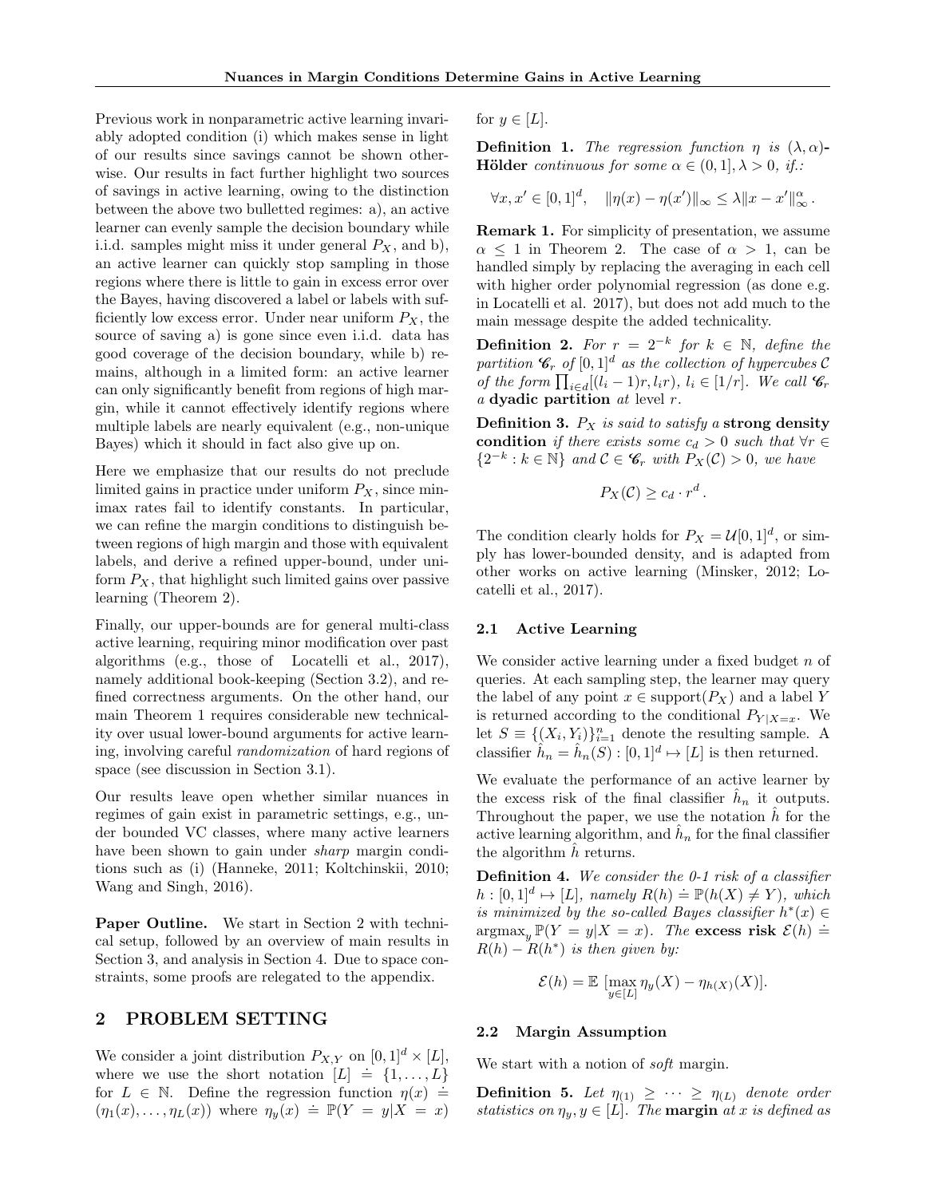Previous work in nonparametric active learning invariably adopted condition (i) which makes sense in light of our results since savings cannot be shown otherwise. Our results in fact further highlight two sources of savings in active learning, owing to the distinction between the above two bulletted regimes: a), an active learner can evenly sample the decision boundary while i.i.d. samples might miss it under general $P_X$, and b), an active learner can quickly stop sampling in those regions where there is little to gain in excess error over the Bayes, having discovered a label or labels with sufficiently low excess error. Under near uniform $P_X$, the source of saving a) is gone since even i.i.d. data has good coverage of the decision boundary, while b) remains, although in a limited form: an active learner can only significantly benefit from regions of high margin, while it cannot effectively identify regions where multiple labels are nearly equivalent (e.g., non-unique Bayes) which it should in fact also give up on.

Here we emphasize that our results do not preclude limited gains in practice under uniform $P_X$, since minimax rates fail to identify constants. In particular, we can refine the margin conditions to distinguish between regions of high margin and those with equivalent labels, and derive a refined upper-bound, under uniform $P_X$, that highlight such limited gains over passive learning (Theorem 2).

Finally, our upper-bounds are for general multi-class active learning, requiring minor modification over past algorithms (e.g., those of Locatelli et al., 2017), namely additional book-keeping (Section 3.2), and refined correctness arguments. On the other hand, our main Theorem 1 requires considerable new technicality over usual lower-bound arguments for active learning, involving careful *randomization* of hard regions of space (see discussion in Section 3.1).

Our results leave open whether similar nuances in regimes of gain exist in parametric settings, e.g., under bounded VC classes, where many active learners have been shown to gain under *sharp* margin conditions such as (i) (Hanneke, 2011; Koltchinskii, 2010; Wang and Singh, 2016).

**Paper Outline.** We start in Section 2 with technical setup, followed by an overview of main results in Section 3, and analysis in Section 4. Due to space constraints, some proofs are relegated to the appendix.

## 2 PROBLEM SETTING

We consider a joint distribution $P_{X,Y}$ on $[0,1]^d \times [L]$, where we use the short notation $[L] \doteq \{1, \ldots, L\}$ for $L \in \mathbb{N}$. Define the regression function $\eta(x) \doteq (\eta_1(x), \ldots, \eta_L(x))$ where $\eta_y(x) \doteq \mathbb{P}(Y = y|X = x)$ for $y \in [L]$.

**Definition 1.** *The regression function $\eta$ is* $(\lambda, \alpha)$**-Hölder** *continuous for some $\alpha \in (0,1], \lambda > 0$, if.:*

$$\forall x, x' \in [0,1]^d, \quad \|\eta(x) - \eta(x')\|_\infty \leq \lambda \|x - x'\|_\infty^\alpha .$$

**Remark 1.** For simplicity of presentation, we assume $\alpha \leq 1$ in Theorem 2. The case of $\alpha > 1$, can be handled simply by replacing the averaging in each cell with higher order polynomial regression (as done e.g. in Locatelli et al. 2017), but does not add much to the main message despite the added technicality.

**Definition 2.** *For $r = 2^{-k}$ for $k \in \mathbb{N}$, define the partition $\mathscr{C}_r$ of $[0,1]^d$ as the collection of hypercubes $\mathcal{C}$ of the form $\prod_{i \in d}[(l_i - 1)r, l_i r)$, $l_i \in [1/r]$. We call $\mathscr{C}_r$ a* **dyadic partition** *at level $r$.*

**Definition 3.** *$P_X$ is said to satisfy a* **strong density condition** *if there exists some $c_d > 0$ such that $\forall r \in \{2^{-k} : k \in \mathbb{N}\}$ and $\mathcal{C} \in \mathscr{C}_r$ with $P_X(\mathcal{C}) > 0$, we have*

$$P_X(\mathcal{C}) \geq c_d \cdot r^d .$$

The condition clearly holds for $P_X = \mathcal{U}[0,1]^d$, or simply has lower-bounded density, and is adapted from other works on active learning (Minsker, 2012; Locatelli et al., 2017).

### 2.1 Active Learning

We consider active learning under a fixed budget $n$ of queries. At each sampling step, the learner may query the label of any point $x \in \text{support}(P_X)$ and a label $Y$ is returned according to the conditional $P_{Y|X=x}$. We let $S \equiv \{(X_i, Y_i)\}_{i=1}^n$ denote the resulting sample. A classifier $\hat{h}_n = \hat{h}_n(S) : [0,1]^d \mapsto [L]$ is then returned.

We evaluate the performance of an active learner by the excess risk of the final classifier $\hat{h}_n$ it outputs. Throughout the paper, we use the notation $\hat{h}$ for the active learning algorithm, and $\hat{h}_n$ for the final classifier the algorithm $\hat{h}$ returns.

**Definition 4.** *We consider the 0-1 risk of a classifier $h : [0,1]^d \mapsto [L]$, namely $R(h) \doteq \mathbb{P}(h(X) \neq Y)$, which is minimized by the so-called Bayes classifier $h^*(x) \in \text{argmax}_y \mathbb{P}(Y = y|X = x)$. The* **excess risk** *$\mathcal{E}(h) \doteq R(h) - R(h^*)$ is then given by:*

$$\mathcal{E}(h) = \mathbb{E}\,[\max_{y \in [L]} \eta_y(X) - \eta_{h(X)}(X)].$$

### 2.2 Margin Assumption

We start with a notion of *soft* margin.

**Definition 5.** *Let $\eta_{(1)} \geq \cdots \geq \eta_{(L)}$ denote order statistics on $\eta_y, y \in [L]$. The* **margin** *at $x$ is defined as*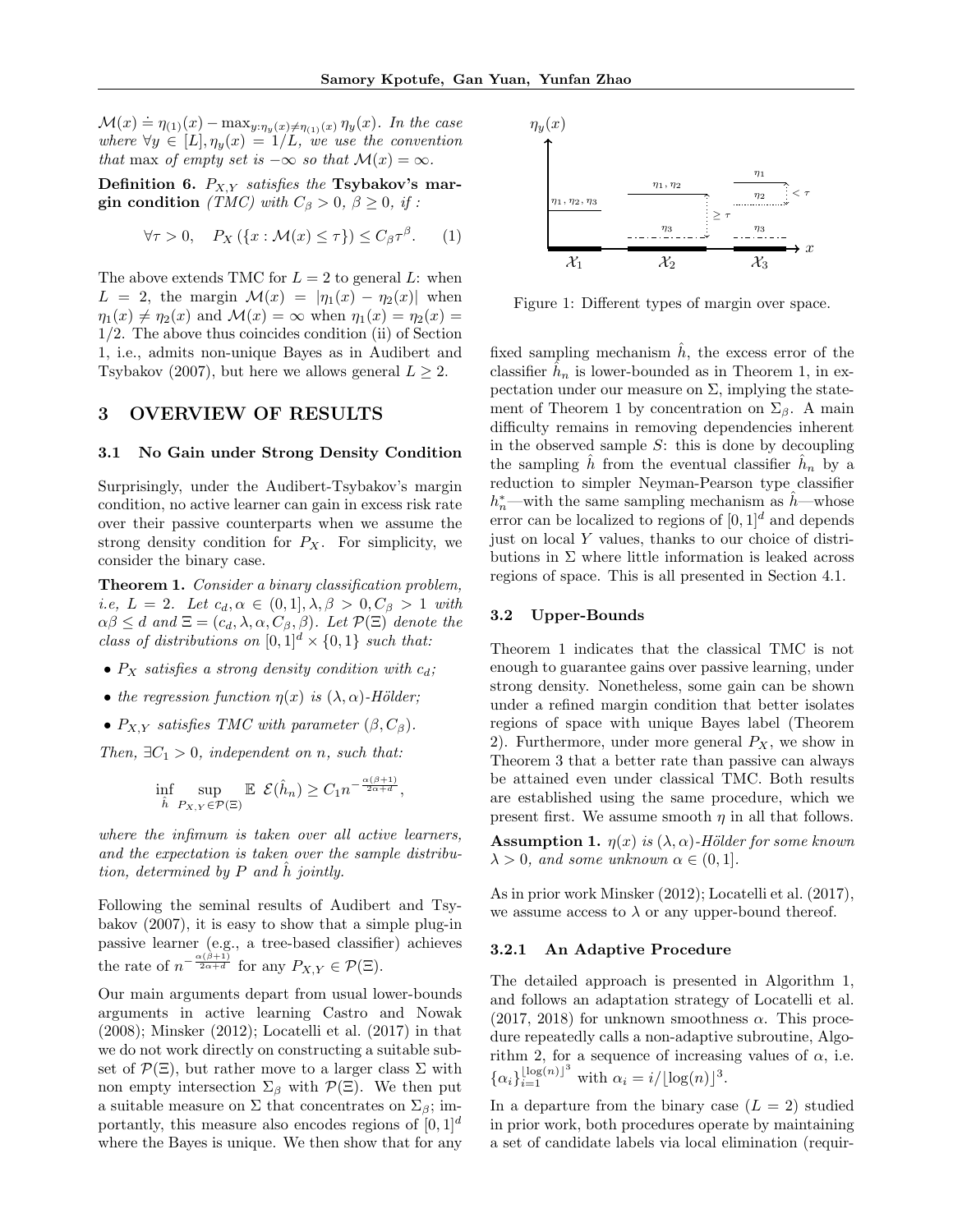$\mathcal{M}(x) \doteq \eta_{(1)}(x) - \max_{y:\eta_y(x)\neq\eta_{(1)}(x)} \eta_y(x)$. *In the case where* $\forall y \in [L], \eta_y(x) = 1/L$, *we use the convention that* max *of empty set is* $-\infty$ *so that* $\mathcal{M}(x) = \infty$.

**Definition 6.** $P_{X,Y}$ *satisfies the* **Tsybakov's margin condition** *(TMC) with* $C_\beta > 0$, $\beta \geq 0$, *if :*

$$\forall \tau > 0, \quad P_X\left(\{x : \mathcal{M}(x) \leq \tau\}\right) \leq C_\beta \tau^\beta. \qquad (1)$$

The above extends TMC for $L = 2$ to general $L$: when $L = 2$, the margin $\mathcal{M}(x) = |\eta_1(x) - \eta_2(x)|$ when $\eta_1(x) \neq \eta_2(x)$ and $\mathcal{M}(x) = \infty$ when $\eta_1(x) = \eta_2(x) = 1/2$. The above thus coincides condition (ii) of Section 1, i.e., admits non-unique Bayes as in Audibert and Tsybakov (2007), but here we allows general $L \geq 2$.

## 3 OVERVIEW OF RESULTS

### 3.1 No Gain under Strong Density Condition

Surprisingly, under the Audibert-Tsybakov's margin condition, no active learner can gain in excess risk rate over their passive counterparts when we assume the strong density condition for $P_X$. For simplicity, we consider the binary case.

**Theorem 1.** *Consider a binary classification problem, i.e,* $L = 2$. *Let* $c_d, \alpha \in (0, 1], \lambda, \beta > 0, C_\beta > 1$ *with* $\alpha\beta \leq d$ *and* $\Xi = (c_d, \lambda, \alpha, C_\beta, \beta)$. *Let* $\mathcal{P}(\Xi)$ *denote the class of distributions on* $[0, 1]^d \times \{0, 1\}$ *such that:*

- $P_X$ *satisfies a strong density condition with* $c_d$*;*
- *the regression function* $\eta(x)$ *is* $(\lambda, \alpha)$*-Hölder;*
- $P_{X,Y}$ *satisfies TMC with parameter* $(\beta, C_\beta)$.

*Then,* $\exists C_1 > 0$*, independent on* $n$*, such that:*

$$\inf_{\hat{h}} \sup_{P_{X,Y} \in \mathcal{P}(\Xi)} \mathbb{E}\ \mathcal{E}(\hat{h}_n) \geq C_1 n^{-\frac{\alpha(\beta+1)}{2\alpha+d}},$$

*where the infimum is taken over all active learners, and the expectation is taken over the sample distribution, determined by* $P$ *and* $\hat{h}$ *jointly.*

Following the seminal results of Audibert and Tsybakov (2007), it is easy to show that a simple plug-in passive learner (e.g., a tree-based classifier) achieves the rate of $n^{-\frac{\alpha(\beta+1)}{2\alpha+d}}$ for any $P_{X,Y} \in \mathcal{P}(\Xi)$.

Our main arguments depart from usual lower-bounds arguments in active learning Castro and Nowak (2008); Minsker (2012); Locatelli et al. (2017) in that we do not work directly on constructing a suitable subset of $\mathcal{P}(\Xi)$, but rather move to a larger class $\Sigma$ with non empty intersection $\Sigma_\beta$ with $\mathcal{P}(\Xi)$. We then put a suitable measure on $\Sigma$ that concentrates on $\Sigma_\beta$; importantly, this measure also encodes regions of $[0, 1]^d$ where the Bayes is unique. We then show that for any fixed sampling mechanism $\hat{h}$, the excess error of the classifier $\hat{h}_n$ is lower-bounded as in Theorem 1, in expectation under our measure on $\Sigma$, implying the statement of Theorem 1 by concentration on $\Sigma_\beta$. A main difficulty remains in removing dependencies inherent in the observed sample $S$: this is done by decoupling the sampling $\hat{h}$ from the eventual classifier $\hat{h}_n$ by a reduction to simpler Neyman-Pearson type classifier $h_n^*$—with the same sampling mechanism as $\hat{h}$—whose error can be localized to regions of $[0, 1]^d$ and depends just on local $Y$ values, thanks to our choice of distributions in $\Sigma$ where little information is leaked across regions of space. This is all presented in Section 4.1.

Figure 1: Different types of margin over space.

### 3.2 Upper-Bounds

Theorem 1 indicates that the classical TMC is not enough to guarantee gains over passive learning, under strong density. Nonetheless, some gain can be shown under a refined margin condition that better isolates regions of space with unique Bayes label (Theorem 2). Furthermore, under more general $P_X$, we show in Theorem 3 that a better rate than passive can always be attained even under classical TMC. Both results are established using the same procedure, which we present first. We assume smooth $\eta$ in all that follows.

**Assumption 1.** $\eta(x)$ *is* $(\lambda, \alpha)$*-Hölder for some known* $\lambda > 0$*, and some unknown* $\alpha \in (0, 1]$.

As in prior work Minsker (2012); Locatelli et al. (2017), we assume access to $\lambda$ or any upper-bound thereof.

#### 3.2.1 An Adaptive Procedure

The detailed approach is presented in Algorithm 1, and follows an adaptation strategy of Locatelli et al. (2017, 2018) for unknown smoothness $\alpha$. This procedure repeatedly calls a non-adaptive subroutine, Algorithm 2, for a sequence of increasing values of $\alpha$, i.e. $\{\alpha_i\}_{i=1}^{\lfloor \log(n) \rfloor^3}$ with $\alpha_i = i/\lfloor \log(n) \rfloor^3$.

In a departure from the binary case ($L = 2$) studied in prior work, both procedures operate by maintaining a set of candidate labels via local elimination (requir-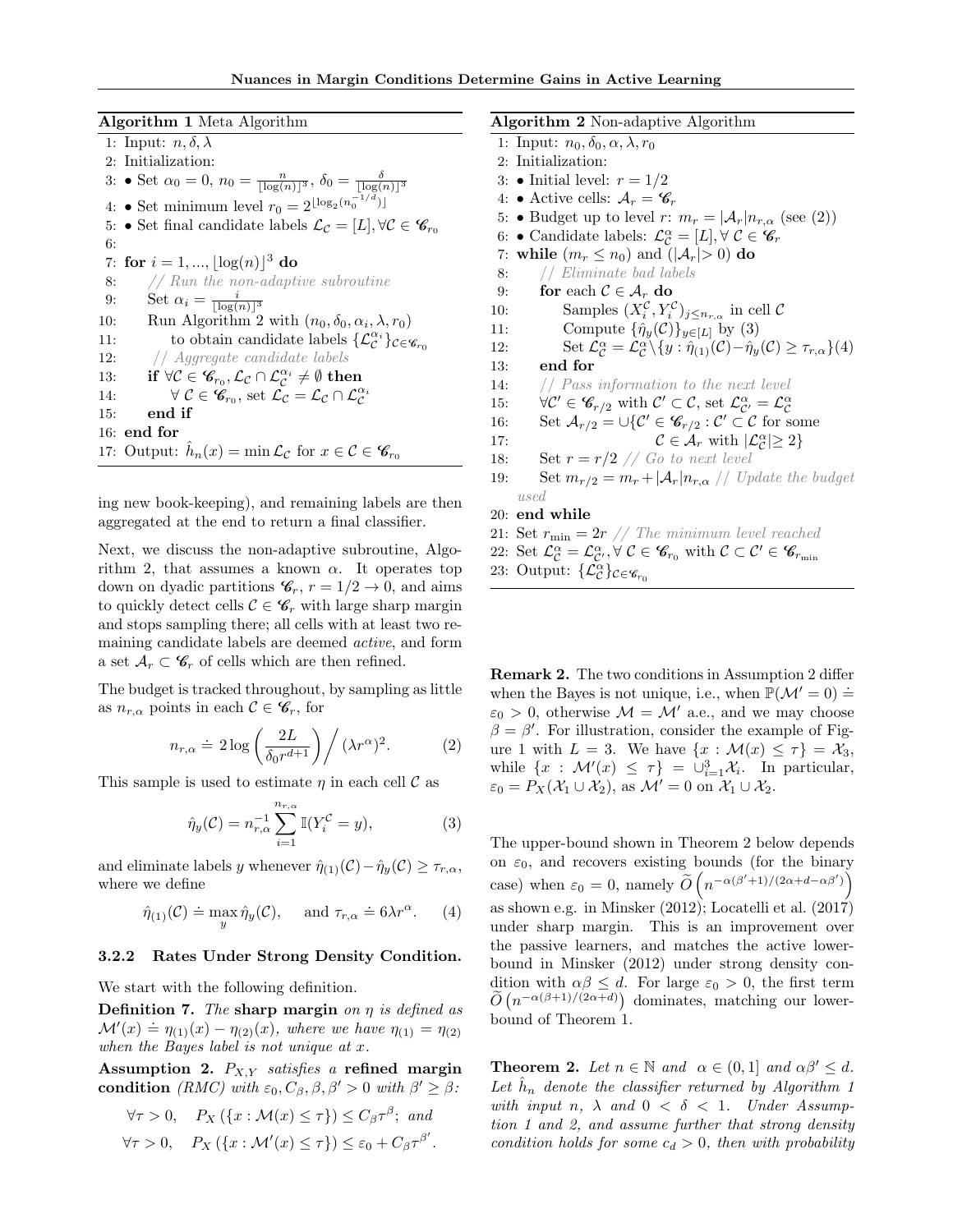**Algorithm 1** Meta Algorithm

```
1: Input: n, δ, λ
2: Initialization:
3: • Set α_0 = 0, n_0 = n/⌊log(n)⌋^3, δ_0 = δ/⌊log(n)⌋^3
4: • Set minimum level r_0 = 2^⌊log_2(n_0^{-1/d})⌋
5: • Set final candidate labels L_C = [L], ∀C ∈ 𝒞_{r_0}
6:
7: for i = 1, ..., ⌊log(n)⌋^3 do
8:     // Run the non-adaptive subroutine
9:     Set α_i = i/⌊log(n)⌋^3
10:    Run Algorithm 2 with (n_0, δ_0, α_i, λ, r_0)
11:        to obtain candidate labels {L_C^{α_i}}_{C∈𝒞_{r_0}}
12:    // Aggregate candidate labels
13:    if ∀C ∈ 𝒞_{r_0}, L_C ∩ L_C^{α_i} ≠ ∅ then
14:        ∀ C ∈ 𝒞_{r_0}, set L_C = L_C ∩ L_C^{α_i}
15:    end if
16: end for
17: Output: ĥ_n(x) = min L_C for x ∈ C ∈ 𝒞_{r_0}
```

ing new book-keeping), and remaining labels are then aggregated at the end to return a final classifier.

Next, we discuss the non-adaptive subroutine, Algorithm 2, that assumes a known $\alpha$. It operates top down on dyadic partitions $\mathscr{C}_r$, $r = 1/2 \to 0$, and aims to quickly detect cells $\mathcal{C} \in \mathscr{C}_r$ with large sharp margin and stops sampling there; all cells with at least two remaining candidate labels are deemed *active*, and form a set $\mathcal{A}_r \subset \mathscr{C}_r$ of cells which are then refined.

The budget is tracked throughout, by sampling as little as $n_{r,\alpha}$ points in each $\mathcal{C} \in \mathscr{C}_r$, for

$$n_{r,\alpha} \doteq 2\log\left(\frac{2L}{\delta_0 r^{d+1}}\right) \Big/ (\lambda r^{\alpha})^2. \tag{2}$$

This sample is used to estimate $\eta$ in each cell $\mathcal{C}$ as

$$\hat{\eta}_y(\mathcal{C}) = n_{r,\alpha}^{-1} \sum_{i=1}^{n_{r,\alpha}} \mathbb{I}(Y_i^{\mathcal{C}} = y), \tag{3}$$

and eliminate labels $y$ whenever $\hat{\eta}_{(1)}(\mathcal{C}) - \hat{\eta}_y(\mathcal{C}) \geq \tau_{r,\alpha}$, where we define

$$\hat{\eta}_{(1)}(\mathcal{C}) \doteq \max_y \hat{\eta}_y(\mathcal{C}), \quad \text{ and } \tau_{r,\alpha} \doteq 6\lambda r^{\alpha}. \tag{4}$$

#### 3.2.2 Rates Under Strong Density Condition.

We start with the following definition.

**Definition 7.** *The* **sharp margin** *on $\eta$ is defined as $\mathcal{M}'(x) \doteq \eta_{(1)}(x) - \eta_{(2)}(x)$, where we have $\eta_{(1)} = \eta_{(2)}$ when the Bayes label is not unique at $x$.*

**Assumption 2.** *$P_{X,Y}$ satisfies a* **refined margin condition** *(RMC) with $\varepsilon_0, C_\beta, \beta, \beta' > 0$ with $\beta' \geq \beta$:*

$$\forall \tau > 0, \quad P_X\left(\{x : \mathcal{M}(x) \leq \tau\}\right) \leq C_\beta \tau^{\beta}; \text{ and}$$
$$\forall \tau > 0, \quad P_X\left(\{x : \mathcal{M}'(x) \leq \tau\}\right) \leq \varepsilon_0 + C_\beta \tau^{\beta'}.$$

**Algorithm 2** Non-adaptive Algorithm

```
1: Input: n_0, δ_0, α, λ, r_0
2: Initialization:
3: • Initial level: r = 1/2
4: • Active cells: A_r = 𝒞_r
5: • Budget up to level r: m_r = |A_r| n_{r,α} (see (2))
6: • Candidate labels: L_C^α = [L], ∀ C ∈ 𝒞_r
7: while (m_r ≤ n_0) and (|A_r| > 0) do
8:     // Eliminate bad labels
9:     for each C ∈ A_r do
10:        Samples (X_i^C, Y_i^C)_{j ≤ n_{r,α}} in cell C
11:        Compute {η̂_y(C)}_{y∈[L]} by (3)
12:        Set L_C^α = L_C^α \ {y : η̂_(1)(C) − η̂_y(C) ≥ τ_{r,α}} (4)
13:    end for
14:    // Pass information to the next level
15:    ∀C' ∈ 𝒞_{r/2} with C' ⊂ C, set L_{C'}^α = L_C^α
16:    Set A_{r/2} = ∪{C' ∈ 𝒞_{r/2} : C' ⊂ C for some
17:                        C ∈ A_r with |L_C^α| ≥ 2}
18:    Set r = r/2 // Go to next level
19:    Set m_{r/2} = m_r + |A_r| n_{r,α} // Update the budget used
20: end while
21: Set r_min = 2r // The minimum level reached
22: Set L_C^α = L_{C'}^α, ∀ C ∈ 𝒞_{r_0} with C ⊂ C' ∈ 𝒞_{r_min}
23: Output: {L_C^α}_{C∈𝒞_{r_0}}
```

**Remark 2.** The two conditions in Assumption 2 differ when the Bayes is not unique, i.e., when $\mathbb{P}(\mathcal{M}' = 0) \doteq \varepsilon_0 > 0$, otherwise $\mathcal{M} = \mathcal{M}'$ a.e., and we may choose $\beta = \beta'$. For illustration, consider the example of Figure 1 with $L = 3$. We have $\{x : \mathcal{M}(x) \leq \tau\} = \mathcal{X}_3$, while $\{x : \mathcal{M}'(x) \leq \tau\} = \cup_{i=1}^{3} \mathcal{X}_i$. In particular, $\varepsilon_0 = P_X(\mathcal{X}_1 \cup \mathcal{X}_2)$, as $\mathcal{M}' = 0$ on $\mathcal{X}_1 \cup \mathcal{X}_2$.

The upper-bound shown in Theorem 2 below depends on $\varepsilon_0$, and recovers existing bounds (for the binary case) when $\varepsilon_0 = 0$, namely $\widetilde{O}\left(n^{-\alpha(\beta'+1)/(2\alpha+d-\alpha\beta')}\right)$ as shown e.g. in Minsker (2012); Locatelli et al. (2017) under sharp margin. This is an improvement over the passive learners, and matches the active lower-bound in Minsker (2012) under strong density condition with $\alpha\beta \leq d$. For large $\varepsilon_0 > 0$, the first term $\widetilde{O}\left(n^{-\alpha(\beta+1)/(2\alpha+d)}\right)$ dominates, matching our lower-bound of Theorem 1.

**Theorem 2.** *Let $n \in \mathbb{N}$ and $\alpha \in (0, 1]$ and $\alpha\beta' \leq d$. Let $\hat{h}_n$ denote the classifier returned by Algorithm 1 with input $n$, $\lambda$ and $0 < \delta < 1$. Under Assumption 1 and 2, and assume further that strong density condition holds for some $c_d > 0$, then with probability*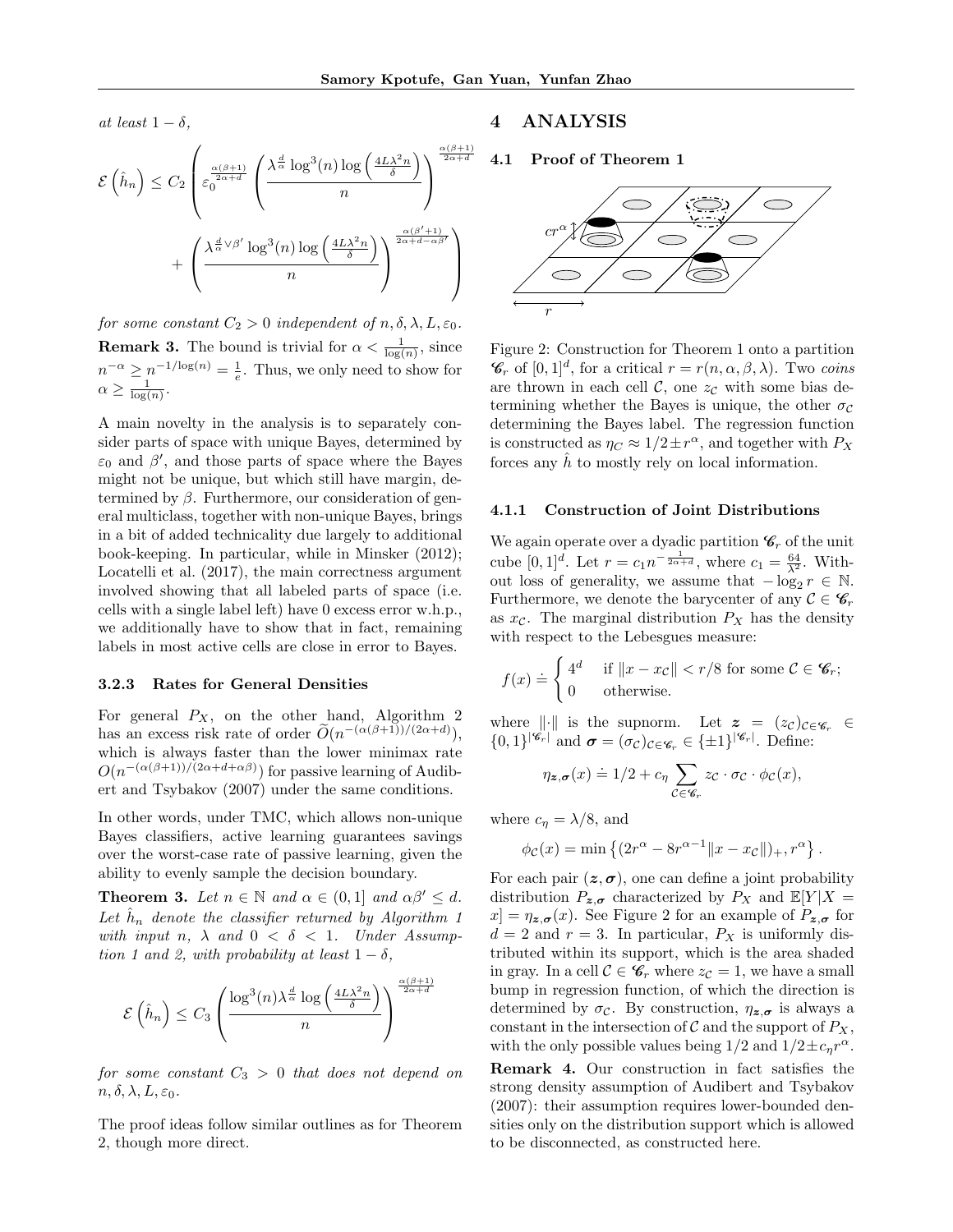at least $1 - \delta$,

$$\mathcal{E}\left(\hat{h}_n\right) \leq C_2 \left( \varepsilon_0^{\frac{\alpha(\beta+1)}{2\alpha+d}} \left( \frac{\lambda^{\frac{d}{\alpha}} \log^3(n) \log\left(\frac{4L\lambda^2 n}{\delta}\right)}{n} \right)^{\frac{\alpha(\beta+1)}{2\alpha+d}} + \left( \frac{\lambda^{\frac{d}{\alpha} \vee \beta'} \log^3(n) \log\left(\frac{4L\lambda^2 n}{\delta}\right)}{n} \right)^{\frac{\alpha(\beta'+1)}{2\alpha+d-\alpha\beta'}} \right)$$

for some constant $C_2 > 0$ independent of $n, \delta, \lambda, L, \varepsilon_0$.

**Remark 3.** The bound is trivial for $\alpha < \frac{1}{\log(n)}$, since $n^{-\alpha} \geq n^{-1/\log(n)} = \frac{1}{e}$. Thus, we only need to show for $\alpha \geq \frac{1}{\log(n)}$.

A main novelty in the analysis is to separately consider parts of space with unique Bayes, determined by $\varepsilon_0$ and $\beta'$, and those parts of space where the Bayes might not be unique, but which still have margin, determined by $\beta$. Furthermore, our consideration of general multiclass, together with non-unique Bayes, brings in a bit of added technicality due largely to additional book-keeping. In particular, while in Minsker (2012); Locatelli et al. (2017), the main correctness argument involved showing that all labeled parts of space (i.e. cells with a single label left) have 0 excess error w.h.p., we additionally have to show that in fact, remaining labels in most active cells are close in error to Bayes.

### 3.2.3 Rates for General Densities

For general $P_X$, on the other hand, Algorithm 2 has an excess risk rate of order $\widetilde{O}(n^{-(\alpha(\beta+1))/(2\alpha+d)})$, which is always faster than the lower minimax rate $O(n^{-(\alpha(\beta+1))/(2\alpha+d+\alpha\beta)})$ for passive learning of Audibert and Tsybakov (2007) under the same conditions.

In other words, under TMC, which allows non-unique Bayes classifiers, active learning guarantees savings over the worst-case rate of passive learning, given the ability to evenly sample the decision boundary.

**Theorem 3.** *Let $n \in \mathbb{N}$ and $\alpha \in (0, 1]$ and $\alpha\beta' \leq d$. Let $\hat{h}_n$ denote the classifier returned by Algorithm 1 with input $n$, $\lambda$ and $0 < \delta < 1$. Under Assumption 1 and 2, with probability at least $1 - \delta$,*

$$\mathcal{E}\left(\hat{h}_n\right) \leq C_3 \left( \frac{\log^3(n) \lambda^{\frac{d}{\alpha}} \log\left(\frac{4L\lambda^2 n}{\delta}\right)}{n} \right)^{\frac{\alpha(\beta+1)}{2\alpha+d}}$$

*for some constant $C_3 > 0$ that does not depend on $n, \delta, \lambda, L, \varepsilon_0$.*

The proof ideas follow similar outlines as for Theorem 2, though more direct.

# 4 ANALYSIS

## 4.1 Proof of Theorem 1

Figure 2: Construction for Theorem 1 onto a partition $\mathscr{C}_r$ of $[0,1]^d$, for a critical $r = r(n, \alpha, \beta, \lambda)$. Two *coins* are thrown in each cell $\mathcal{C}$, one $z_{\mathcal{C}}$ with some bias determining whether the Bayes is unique, the other $\sigma_{\mathcal{C}}$ determining the Bayes label. The regression function is constructed as $\eta_C \approx 1/2 \pm r^\alpha$, and together with $P_X$ forces any $\hat{h}$ to mostly rely on local information.

### 4.1.1 Construction of Joint Distributions

We again operate over a dyadic partition $\mathscr{C}_r$ of the unit cube $[0,1]^d$. Let $r = c_1 n^{-\frac{1}{2\alpha+d}}$, where $c_1 = \frac{64}{\lambda^2}$. Without loss of generality, we assume that $-\log_2 r \in \mathbb{N}$. Furthermore, we denote the barycenter of any $\mathcal{C} \in \mathscr{C}_r$ as $x_{\mathcal{C}}$. The marginal distribution $P_X$ has the density with respect to the Lebesgues measure:

$$f(x) \doteq \begin{cases} 4^d & \text{if } \|x - x_{\mathcal{C}}\| < r/8 \text{ for some } \mathcal{C} \in \mathscr{C}_r; \\ 0 & \text{otherwise.} \end{cases}$$

where $\|\cdot\|$ is the supnorm. Let $\boldsymbol{z} = (z_{\mathcal{C}})_{\mathcal{C} \in \mathscr{C}_r} \in \{0,1\}^{|\mathscr{C}_r|}$ and $\boldsymbol{\sigma} = (\sigma_{\mathcal{C}})_{\mathcal{C} \in \mathscr{C}_r} \in \{\pm 1\}^{|\mathscr{C}_r|}$. Define:

$$\eta_{\boldsymbol{z},\boldsymbol{\sigma}}(x) \doteq 1/2 + c_\eta \sum_{\mathcal{C} \in \mathscr{C}_r} z_{\mathcal{C}} \cdot \sigma_{\mathcal{C}} \cdot \phi_{\mathcal{C}}(x),$$

where $c_\eta = \lambda/8$, and

$$\phi_{\mathcal{C}}(x) = \min\left\{(2r^\alpha - 8r^{\alpha-1}\|x - x_{\mathcal{C}}\|)_+, r^\alpha\right\}.$$

For each pair $(\boldsymbol{z}, \boldsymbol{\sigma})$, one can define a joint probability distribution $P_{\boldsymbol{z},\boldsymbol{\sigma}}$ characterized by $P_X$ and $\mathbb{E}[Y|X = x] = \eta_{\boldsymbol{z},\boldsymbol{\sigma}}(x)$. See Figure 2 for an example of $P_{\boldsymbol{z},\boldsymbol{\sigma}}$ for $d = 2$ and $r = 3$. In particular, $P_X$ is uniformly distributed within its support, which is the area shaded in gray. In a cell $\mathcal{C} \in \mathscr{C}_r$ where $z_{\mathcal{C}} = 1$, we have a small bump in regression function, of which the direction is determined by $\sigma_{\mathcal{C}}$. By construction, $\eta_{\boldsymbol{z},\boldsymbol{\sigma}}$ is always a constant in the intersection of $\mathcal{C}$ and the support of $P_X$, with the only possible values being $1/2$ and $1/2 \pm c_\eta r^\alpha$.

**Remark 4.** Our construction in fact satisfies the strong density assumption of Audibert and Tsybakov (2007): their assumption requires lower-bounded densities only on the distribution support which is allowed to be disconnected, as constructed here.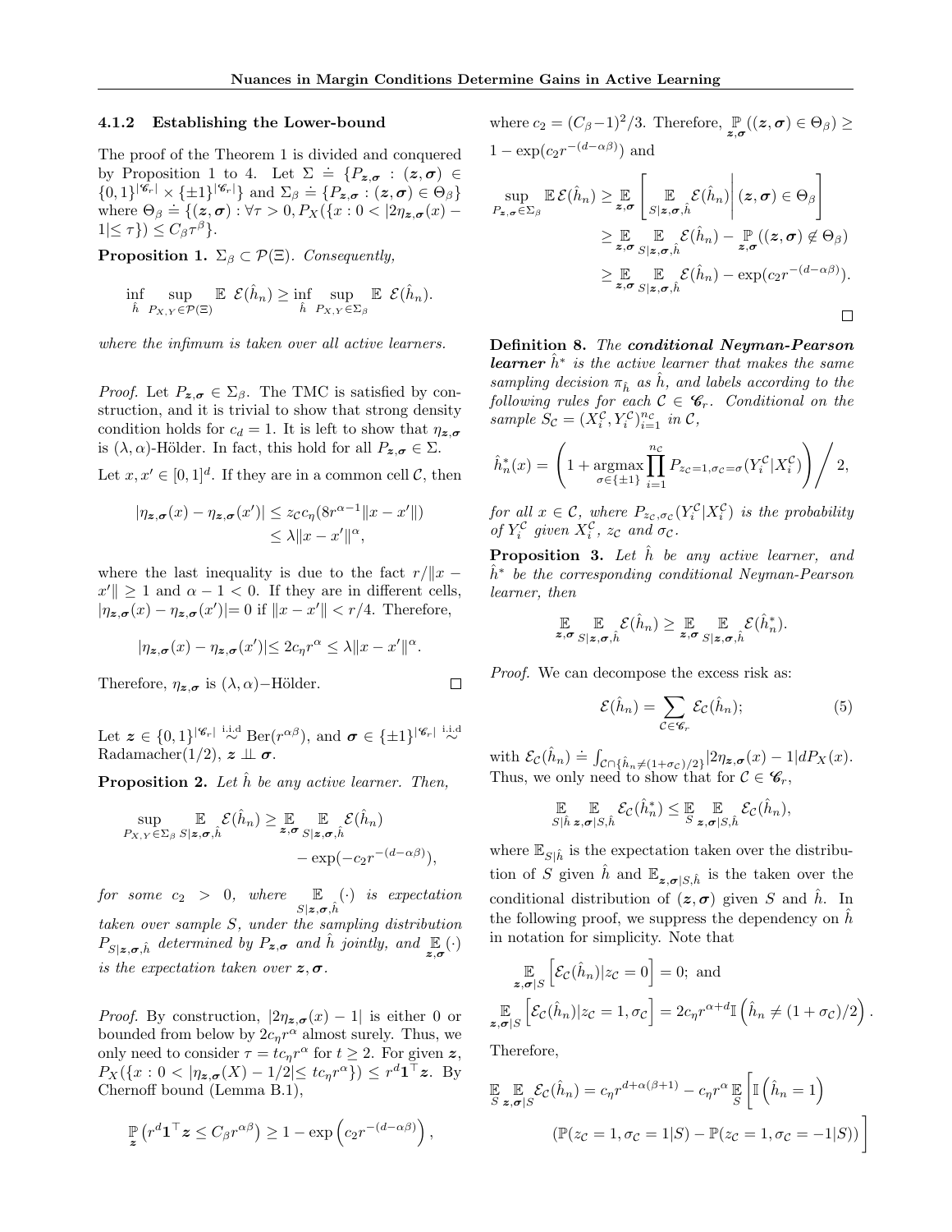### 4.1.2 Establishing the Lower-bound

The proof of the Theorem 1 is divided and conquered by Proposition 1 to 4. Let $\Sigma \doteq \{P_{\boldsymbol{z},\boldsymbol{\sigma}} : (\boldsymbol{z},\boldsymbol{\sigma}) \in \{0,1\}^{|\mathscr{C}_r|} \times \{\pm 1\}^{|\mathscr{C}_r|}\}$ and $\Sigma_\beta \doteq \{P_{\boldsymbol{z},\boldsymbol{\sigma}} : (\boldsymbol{z},\boldsymbol{\sigma}) \in \Theta_\beta\}$ where $\Theta_\beta \doteq \{(\boldsymbol{z},\boldsymbol{\sigma}) : \forall \tau > 0, P_X(\{x : 0 < |2\eta_{\boldsymbol{z},\boldsymbol{\sigma}}(x) - 1| \leq \tau\}) \leq C_\beta \tau^\beta\}$.

**Proposition 1.** *$\Sigma_\beta \subset \mathcal{P}(\Xi)$. Consequently,*

$$\inf_{\hat{h}} \sup_{P_{X,Y} \in \mathcal{P}(\Xi)} \mathbb{E}\ \mathcal{E}(\hat{h}_n) \geq \inf_{\hat{h}} \sup_{P_{X,Y} \in \Sigma_\beta} \mathbb{E}\ \mathcal{E}(\hat{h}_n).$$

*where the infimum is taken over all active learners.*

*Proof.* Let $P_{\boldsymbol{z},\boldsymbol{\sigma}} \in \Sigma_\beta$. The TMC is satisfied by construction, and it is trivial to show that strong density condition holds for $c_d = 1$. It is left to show that $\eta_{\boldsymbol{z},\boldsymbol{\sigma}}$ is $(\lambda, \alpha)$-Hölder. In fact, this hold for all $P_{\boldsymbol{z},\boldsymbol{\sigma}} \in \Sigma$.

Let $x, x' \in [0,1]^d$. If they are in a common cell $\mathcal{C}$, then

$$\begin{aligned}
|\eta_{\boldsymbol{z},\boldsymbol{\sigma}}(x) - \eta_{\boldsymbol{z},\boldsymbol{\sigma}}(x')| &\leq z_{\mathcal{C}} c_\eta (8r^{\alpha-1}\|x - x'\|) \\
&\leq \lambda \|x - x'\|^\alpha,
\end{aligned}$$

where the last inequality is due to the fact $r/\|x - x'\| \geq 1$ and $\alpha - 1 < 0$. If they are in different cells, $|\eta_{\boldsymbol{z},\boldsymbol{\sigma}}(x) - \eta_{\boldsymbol{z},\boldsymbol{\sigma}}(x')| = 0$ if $\|x - x'\| < r/4$. Therefore,

$$|\eta_{\boldsymbol{z},\boldsymbol{\sigma}}(x) - \eta_{\boldsymbol{z},\boldsymbol{\sigma}}(x')| \leq 2c_\eta r^\alpha \leq \lambda \|x - x'\|^\alpha.$$

Therefore, $\eta_{\boldsymbol{z},\boldsymbol{\sigma}}$ is $(\lambda, \alpha)-$Hölder. $\square$

Let $\boldsymbol{z} \in \{0,1\}^{|\mathscr{C}_r|} \overset{\text{i.i.d}}{\sim} \text{Ber}(r^{\alpha\beta})$, and $\boldsymbol{\sigma} \in \{\pm 1\}^{|\mathscr{C}_r|} \overset{\text{i.i.d}}{\sim} \text{Radamacher}(1/2)$, $\boldsymbol{z} \perp\!\!\!\perp \boldsymbol{\sigma}$.

**Proposition 2.** *Let $\hat{h}$ be any active learner. Then,*

$$\begin{aligned}
\sup_{P_{X,Y} \in \Sigma_\beta} \mathop{\mathbb{E}}_{S|\boldsymbol{z},\boldsymbol{\sigma},\hat{h}} \mathcal{E}(\hat{h}_n) \geq \mathop{\mathbb{E}}_{\boldsymbol{z},\boldsymbol{\sigma}} \mathop{\mathbb{E}}_{S|\boldsymbol{z},\boldsymbol{\sigma},\hat{h}} \mathcal{E}(\hat{h}_n) \\
- \exp(-c_2 r^{-(d-\alpha\beta)}),
\end{aligned}$$

*for some $c_2 > 0$, where $\mathop{\mathbb{E}}_{S|\boldsymbol{z},\boldsymbol{\sigma},\hat{h}}(\cdot)$ is expectation taken over sample $S$, under the sampling distribution $P_{S|\boldsymbol{z},\boldsymbol{\sigma},\hat{h}}$ determined by $P_{\boldsymbol{z},\boldsymbol{\sigma}}$ and $\hat{h}$ jointly, and $\mathop{\mathbb{E}}_{\boldsymbol{z},\boldsymbol{\sigma}}(\cdot)$ is the expectation taken over $\boldsymbol{z}, \boldsymbol{\sigma}$.*

*Proof.* By construction, $|2\eta_{\boldsymbol{z},\boldsymbol{\sigma}}(x) - 1|$ is either 0 or bounded from below by $2c_\eta r^\alpha$ almost surely. Thus, we only need to consider $\tau = tc_\eta r^\alpha$ for $t \geq 2$. For given $\boldsymbol{z}$, $P_X(\{x : 0 < |\eta_{\boldsymbol{z},\boldsymbol{\sigma}}(X) - 1/2| \leq tc_\eta r^\alpha\}) \leq r^d \mathbf{1}^\top \boldsymbol{z}$. By Chernoff bound (Lemma B.1),

$$\mathop{\mathbb{P}}_{\boldsymbol{z}}\left(r^d \mathbf{1}^\top \boldsymbol{z} \leq C_\beta r^{\alpha\beta}\right) \geq 1 - \exp\left(c_2 r^{-(d-\alpha\beta)}\right),$$

where $c_2 = (C_\beta - 1)^2/3$. Therefore, $\mathop{\mathbb{P}}_{\boldsymbol{z},\boldsymbol{\sigma}}((\boldsymbol{z},\boldsymbol{\sigma}) \in \Theta_\beta) \geq 1 - \exp(c_2 r^{-(d-\alpha\beta)})$ and

$$\begin{aligned}
\sup_{P_{\boldsymbol{z},\boldsymbol{\sigma}} \in \Sigma_\beta} \mathbb{E}\,\mathcal{E}(\hat{h}_n) &\geq \mathop{\mathbb{E}}_{\boldsymbol{z},\boldsymbol{\sigma}}\left[\mathop{\mathbb{E}}_{S|\boldsymbol{z},\boldsymbol{\sigma},\hat{h}} \mathcal{E}(\hat{h}_n) \middle| (\boldsymbol{z},\boldsymbol{\sigma}) \in \Theta_\beta\right] \\
&\geq \mathop{\mathbb{E}}_{\boldsymbol{z},\boldsymbol{\sigma}} \mathop{\mathbb{E}}_{S|\boldsymbol{z},\boldsymbol{\sigma},\hat{h}} \mathcal{E}(\hat{h}_n) - \mathop{\mathbb{P}}_{\boldsymbol{z},\boldsymbol{\sigma}}((\boldsymbol{z},\boldsymbol{\sigma}) \notin \Theta_\beta) \\
&\geq \mathop{\mathbb{E}}_{\boldsymbol{z},\boldsymbol{\sigma}} \mathop{\mathbb{E}}_{S|\boldsymbol{z},\boldsymbol{\sigma},\hat{h}} \mathcal{E}(\hat{h}_n) - \exp(c_2 r^{-(d-\alpha\beta)}).
\end{aligned}$$

$\square$

**Definition 8.** *The **conditional Neyman-Pearson learner** $\hat{h}^*$ is the active learner that makes the same sampling decision $\pi_{\hat{h}}$ as $\hat{h}$, and labels according to the following rules for each $\mathcal{C} \in \mathscr{C}_r$. Conditional on the sample $S_{\mathcal{C}} = (X_i^{\mathcal{C}}, Y_i^{\mathcal{C}})_{i=1}^{n_{\mathcal{C}}}$ in $\mathcal{C}$,*

$$\hat{h}_n^*(x) = \left(1 + \operatorname*{argmax}_{\sigma \in \{\pm 1\}} \prod_{i=1}^{n_{\mathcal{C}}} P_{z_{\mathcal{C}}=1,\sigma_{\mathcal{C}}=\sigma}(Y_i^{\mathcal{C}}|X_i^{\mathcal{C}})\right) \Bigg/ 2,$$

*for all $x \in \mathcal{C}$, where $P_{z_{\mathcal{C}},\sigma_{\mathcal{C}}}(Y_i^{\mathcal{C}}|X_i^{\mathcal{C}})$ is the probability of $Y_i^{\mathcal{C}}$ given $X_i^{\mathcal{C}}$, $z_{\mathcal{C}}$ and $\sigma_{\mathcal{C}}$.*

**Proposition 3.** *Let $\hat{h}$ be any active learner, and $\hat{h}^*$ be the corresponding conditional Neyman-Pearson learner, then*

$$\mathop{\mathbb{E}}_{\boldsymbol{z},\boldsymbol{\sigma}} \mathop{\mathbb{E}}_{S|\boldsymbol{z},\boldsymbol{\sigma},\hat{h}} \mathcal{E}(\hat{h}_n) \geq \mathop{\mathbb{E}}_{\boldsymbol{z},\boldsymbol{\sigma}} \mathop{\mathbb{E}}_{S|\boldsymbol{z},\boldsymbol{\sigma},\hat{h}} \mathcal{E}(\hat{h}_n^*).$$

*Proof.* We can decompose the excess risk as:

$$\mathcal{E}(\hat{h}_n) = \sum_{\mathcal{C} \in \mathscr{C}_r} \mathcal{E}_{\mathcal{C}}(\hat{h}_n); \tag{5}$$

with $\mathcal{E}_{\mathcal{C}}(\hat{h}_n) \doteq \int_{\mathcal{C} \cap \{\hat{h}_n \neq (1+\sigma_{\mathcal{C}})/2\}} |2\eta_{\boldsymbol{z},\boldsymbol{\sigma}}(x) - 1| dP_X(x)$. Thus, we only need to show that for $\mathcal{C} \in \mathscr{C}_r$,

$$\mathop{\mathbb{E}}_{S|\hat{h}} \mathop{\mathbb{E}}_{\boldsymbol{z},\boldsymbol{\sigma}|S,\hat{h}} \mathcal{E}_{\mathcal{C}}(\hat{h}_n^*) \leq \mathop{\mathbb{E}}_{S} \mathop{\mathbb{E}}_{\boldsymbol{z},\boldsymbol{\sigma}|S,\hat{h}} \mathcal{E}_{\mathcal{C}}(\hat{h}_n),$$

where $\mathbb{E}_{S|\hat{h}}$ is the expectation taken over the distribution of $S$ given $\hat{h}$ and $\mathbb{E}_{\boldsymbol{z},\boldsymbol{\sigma}|S,\hat{h}}$ is the taken over the conditional distribution of $(\boldsymbol{z},\boldsymbol{\sigma})$ given $S$ and $\hat{h}$. In the following proof, we suppress the dependency on $\hat{h}$ in notation for simplicity. Note that

$$\mathop{\mathbb{E}}_{\boldsymbol{z},\boldsymbol{\sigma}|S}\left[\mathcal{E}_{\mathcal{C}}(\hat{h}_n) | z_{\mathcal{C}} = 0\right] = 0; \text{ and}$$

$$\mathop{\mathbb{E}}_{\boldsymbol{z},\boldsymbol{\sigma}|S}\left[\mathcal{E}_{\mathcal{C}}(\hat{h}_n) | z_{\mathcal{C}} = 1, \sigma_{\mathcal{C}}\right] = 2c_\eta r^{\alpha+d} \mathbb{I}\left(\hat{h}_n \neq (1+\sigma_{\mathcal{C}})/2\right).$$

Therefore,

$$\begin{aligned}
\mathop{\mathbb{E}}_{S} \mathop{\mathbb{E}}_{\boldsymbol{z},\boldsymbol{\sigma}|S} \mathcal{E}_{\mathcal{C}}(\hat{h}_n) = c_\eta r^{d+\alpha(\beta+1)} - c_\eta r^\alpha \mathop{\mathbb{E}}_{S}\Big[\mathbb{I}\left(\hat{h}_n = 1\right) \\
(\mathbb{P}(z_{\mathcal{C}} = 1, \sigma_{\mathcal{C}} = 1|S) - \mathbb{P}(z_{\mathcal{C}} = 1, \sigma_{\mathcal{C}} = -1|S))\Big]
\end{aligned}$$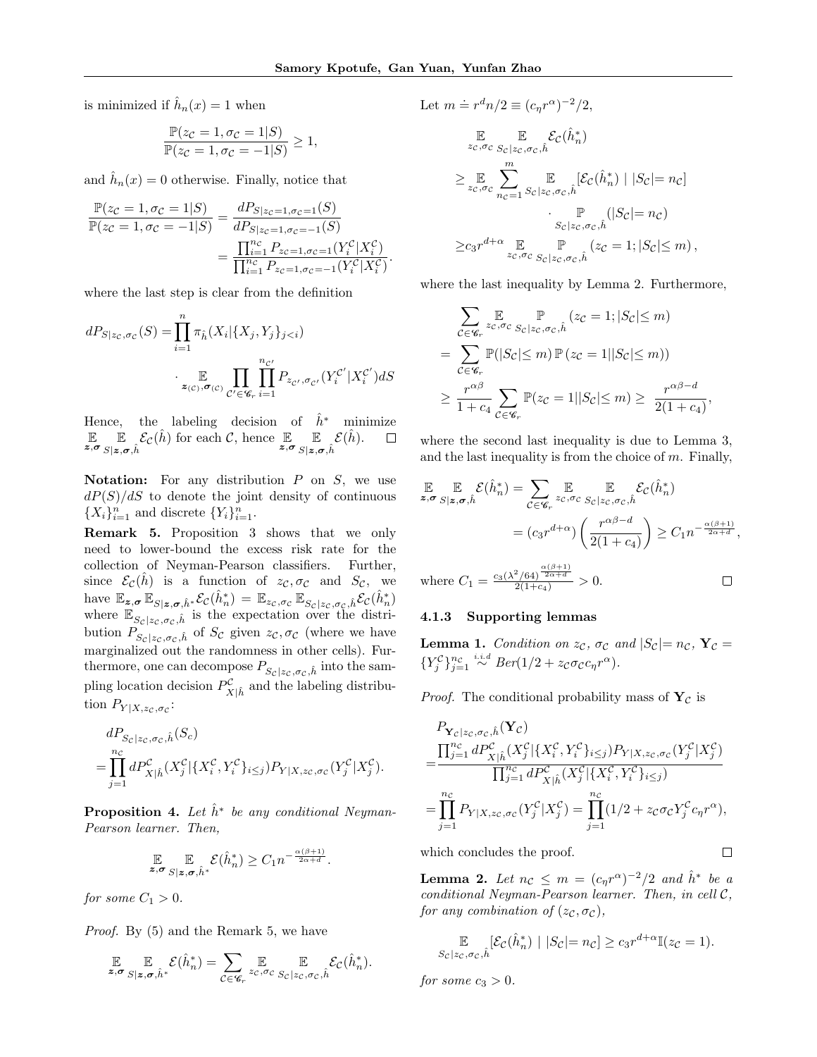is minimized if $\hat{h}_n(x) = 1$ when

$$\frac{\mathbb{P}(z_{\mathcal{C}} = 1, \sigma_{\mathcal{C}} = 1|S)}{\mathbb{P}(z_{\mathcal{C}} = 1, \sigma_{\mathcal{C}} = -1|S)} \geq 1,$$

and $\hat{h}_n(x) = 0$ otherwise. Finally, notice that

$$\begin{aligned}\frac{\mathbb{P}(z_{\mathcal{C}} = 1, \sigma_{\mathcal{C}} = 1|S)}{\mathbb{P}(z_{\mathcal{C}} = 1, \sigma_{\mathcal{C}} = -1|S)} &= \frac{dP_{S|z_{\mathcal{C}}=1,\sigma_{\mathcal{C}}=1}(S)}{dP_{S|z_{\mathcal{C}}=1,\sigma_{\mathcal{C}}=-1}(S)} \\ &= \frac{\prod_{i=1}^{n_{\mathcal{C}}} P_{z_{\mathcal{C}}=1,\sigma_{\mathcal{C}}=1}(Y_i^{\mathcal{C}}|X_i^{\mathcal{C}})}{\prod_{i=1}^{n_{\mathcal{C}}} P_{z_{\mathcal{C}}=1,\sigma_{\mathcal{C}}=-1}(Y_i^{\mathcal{C}}|X_i^{\mathcal{C}})}.\end{aligned}$$

where the last step is clear from the definition

$$\begin{aligned}dP_{S|z_{\mathcal{C}},\sigma_{\mathcal{C}}}(S) =& \prod_{i=1}^{n} \pi_{\hat{h}}(X_i|\{X_j, Y_j\}_{j<i}) \\ &\cdot \mathop{\mathbb{E}}_{\boldsymbol{z}_{(\mathcal{C})},\boldsymbol{\sigma}_{(\mathcal{C})}} \prod_{\mathcal{C}' \in \mathscr{C}_r} \prod_{i=1}^{n_{\mathcal{C}'}} P_{z_{\mathcal{C}'},\sigma_{\mathcal{C}'}}(Y_i^{\mathcal{C}'}|X_i^{\mathcal{C}'}) dS\end{aligned}$$

Hence, the labeling decision of $\hat{h}^*$ minimize $\mathop{\mathbb{E}}_{\boldsymbol{z},\boldsymbol{\sigma}} \mathop{\mathbb{E}}_{S|\boldsymbol{z},\boldsymbol{\sigma},\hat{h}} \mathcal{E}_{\mathcal{C}}(\hat{h})$ for each $\mathcal{C}$, hence $\mathop{\mathbb{E}}_{\boldsymbol{z},\boldsymbol{\sigma}} \mathop{\mathbb{E}}_{S|\boldsymbol{z},\boldsymbol{\sigma},\hat{h}} \mathcal{E}(\hat{h})$. $\square$

**Notation:** For any distribution $P$ on $S$, we use $dP(S)/dS$ to denote the joint density of continuous $\{X_i\}_{i=1}^n$ and discrete $\{Y_i\}_{i=1}^n$.

**Remark 5.** Proposition 3 shows that we only need to lower-bound the excess risk rate for the collection of Neyman-Pearson classifiers. Further, since $\mathcal{E}_{\mathcal{C}}(\hat{h})$ is a function of $z_{\mathcal{C}}, \sigma_{\mathcal{C}}$ and $S_{\mathcal{C}}$, we have $\mathbb{E}_{\boldsymbol{z},\boldsymbol{\sigma}} \mathbb{E}_{S|\boldsymbol{z},\boldsymbol{\sigma},\hat{h}^*} \mathcal{E}_{\mathcal{C}}(\hat{h}_n^*) = \mathbb{E}_{z_{\mathcal{C}},\sigma_{\mathcal{C}}} \mathbb{E}_{S_{\mathcal{C}}|z_{\mathcal{C}},\sigma_{\mathcal{C}},\hat{h}} \mathcal{E}_{\mathcal{C}}(\hat{h}_n^*)$ where $\mathbb{E}_{S_{\mathcal{C}}|z_{\mathcal{C}},\sigma_{\mathcal{C}},\hat{h}}$ is the expectation over the distribution $P_{S_{\mathcal{C}}|z_{\mathcal{C}},\sigma_{\mathcal{C}},\hat{h}}$ of $S_{\mathcal{C}}$ given $z_{\mathcal{C}}, \sigma_{\mathcal{C}}$ (where we have marginalized out the randomness in other cells). Furthermore, one can decompose $P_{S_{\mathcal{C}}|z_{\mathcal{C}},\sigma_{\mathcal{C}},\hat{h}}$ into the sampling location decision $P_{X|\hat{h}}^{\mathcal{C}}$ and the labeling distribution $P_{Y|X,z_{\mathcal{C}},\sigma_{\mathcal{C}}}$:

$$\begin{aligned}&dP_{S_{\mathcal{C}}|z_{\mathcal{C}},\sigma_{\mathcal{C}},\hat{h}}(S_c) \\ =& \prod_{j=1}^{n_{\mathcal{C}}} dP_{X|\hat{h}}^{\mathcal{C}}(X_j^{\mathcal{C}}|\{X_i^{\mathcal{C}}, Y_i^{\mathcal{C}}\}_{i\leq j}) P_{Y|X,z_{\mathcal{C}},\sigma_{\mathcal{C}}}(Y_j^{\mathcal{C}}|X_j^{\mathcal{C}}).\end{aligned}$$

**Proposition 4.** *Let $\hat{h}^*$ be any conditional Neyman-Pearson learner. Then,*

$$\mathop{\mathbb{E}}_{\boldsymbol{z},\boldsymbol{\sigma}} \mathop{\mathbb{E}}_{S|\boldsymbol{z},\boldsymbol{\sigma},\hat{h}^*} \mathcal{E}(\hat{h}_n^*) \geq C_1 n^{-\frac{\alpha(\beta+1)}{2\alpha+d}}.$$

*for some $C_1 > 0$.*

*Proof.* By (5) and the Remark 5, we have

$$\mathop{\mathbb{E}}_{\boldsymbol{z},\boldsymbol{\sigma}} \mathop{\mathbb{E}}_{S|\boldsymbol{z},\boldsymbol{\sigma},\hat{h}^*} \mathcal{E}(\hat{h}_n^*) = \sum_{\mathcal{C} \in \mathscr{C}_r} \mathop{\mathbb{E}}_{z_{\mathcal{C}},\sigma_{\mathcal{C}}} \mathop{\mathbb{E}}_{S_{\mathcal{C}}|z_{\mathcal{C}},\sigma_{\mathcal{C}},\hat{h}} \mathcal{E}_{\mathcal{C}}(\hat{h}_n^*).$$

Let $m \doteq r^d n/2 \equiv (c_\eta r^\alpha)^{-2}/2$,

$$\begin{aligned}&\mathop{\mathbb{E}}_{z_{\mathcal{C}},\sigma_{\mathcal{C}}} \mathop{\mathbb{E}}_{S_{\mathcal{C}}|z_{\mathcal{C}},\sigma_{\mathcal{C}},\hat{h}} \mathcal{E}_{\mathcal{C}}(\hat{h}_n^*) \\ \geq& \mathop{\mathbb{E}}_{z_{\mathcal{C}},\sigma_{\mathcal{C}}} \sum_{n_{\mathcal{C}}=1}^{m} \mathop{\mathbb{E}}_{S_{\mathcal{C}}|z_{\mathcal{C}},\sigma_{\mathcal{C}},\hat{h}} [\mathcal{E}_{\mathcal{C}}(\hat{h}_n^*) \mid |S_{\mathcal{C}}| = n_{\mathcal{C}}] \\ &\quad \cdot \mathop{\mathbb{P}}_{S_{\mathcal{C}}|z_{\mathcal{C}},\sigma_{\mathcal{C}},\hat{h}} (|S_{\mathcal{C}}| = n_{\mathcal{C}}) \\ \geq& c_3 r^{d+\alpha} \mathop{\mathbb{E}}_{z_{\mathcal{C}},\sigma_{\mathcal{C}}} \mathop{\mathbb{P}}_{S_{\mathcal{C}}|z_{\mathcal{C}},\sigma_{\mathcal{C}},\hat{h}} (z_{\mathcal{C}} = 1; |S_{\mathcal{C}}| \leq m),\end{aligned}$$

where the last inequality by Lemma 2. Furthermore,

$$\begin{aligned}&\sum_{\mathcal{C} \in \mathscr{C}_r} \mathop{\mathbb{E}}_{z_{\mathcal{C}},\sigma_{\mathcal{C}}} \mathop{\mathbb{P}}_{S_{\mathcal{C}}|z_{\mathcal{C}},\sigma_{\mathcal{C}},\hat{h}} (z_{\mathcal{C}} = 1; |S_{\mathcal{C}}| \leq m) \\ =& \sum_{\mathcal{C} \in \mathscr{C}_r} \mathbb{P}(|S_{\mathcal{C}}| \leq m) \, \mathbb{P}(z_{\mathcal{C}} = 1 | |S_{\mathcal{C}}| \leq m)) \\ \geq& \frac{r^{\alpha\beta}}{1 + c_4} \sum_{\mathcal{C} \in \mathscr{C}_r} \mathbb{P}(z_{\mathcal{C}} = 1 | |S_{\mathcal{C}}| \leq m) \geq \frac{r^{\alpha\beta - d}}{2(1 + c_4)},\end{aligned}$$

where the second last inequality is due to Lemma 3, and the last inequality is from the choice of $m$. Finally,

$$\begin{aligned}\mathop{\mathbb{E}}_{\boldsymbol{z},\boldsymbol{\sigma}} \mathop{\mathbb{E}}_{S|\boldsymbol{z},\boldsymbol{\sigma},\hat{h}} \mathcal{E}(\hat{h}_n^*) &= \sum_{\mathcal{C} \in \mathscr{C}_r} \mathop{\mathbb{E}}_{z_{\mathcal{C}},\sigma_{\mathcal{C}}} \mathop{\mathbb{E}}_{S_{\mathcal{C}}|z_{\mathcal{C}},\sigma_{\mathcal{C}},\hat{h}} \mathcal{E}_{\mathcal{C}}(\hat{h}_n^*) \\ &= (c_3 r^{d+\alpha}) \left( \frac{r^{\alpha\beta - d}}{2(1 + c_4)} \right) \geq C_1 n^{-\frac{\alpha(\beta+1)}{2\alpha+d}},\end{aligned}$$

where $C_1 = \frac{c_3 (\lambda^2/64)^{\frac{\alpha(\beta+1)}{2\alpha+d}}}{2(1+c_4)} > 0$. $\square$

### 4.1.3 Supporting lemmas

**Lemma 1.** *Condition on $z_{\mathcal{C}}$, $\sigma_{\mathcal{C}}$ and $|S_{\mathcal{C}}| = n_{\mathcal{C}}$, $\mathbf{Y}_{\mathcal{C}} = \{Y_j^{\mathcal{C}}\}_{j=1}^{n_{\mathcal{C}}} \overset{i.i.d}{\sim} Ber(1/2 + z_{\mathcal{C}}\sigma_{\mathcal{C}} c_\eta r^\alpha)$.*

*Proof.* The conditional probability mass of $\mathbf{Y}_{\mathcal{C}}$ is

$$\begin{aligned}&P_{\mathbf{Y}_{\mathcal{C}}|z_{\mathcal{C}},\sigma_{\mathcal{C}},\hat{h}}(\mathbf{Y}_{\mathcal{C}}) \\ =& \frac{\prod_{j=1}^{n_{\mathcal{C}}} dP_{X|\hat{h}}^{\mathcal{C}}(X_j^{\mathcal{C}}|\{X_i^{\mathcal{C}}, Y_i^{\mathcal{C}}\}_{i\leq j}) P_{Y|X,z_{\mathcal{C}},\sigma_{\mathcal{C}}}(Y_j^{\mathcal{C}}|X_j^{\mathcal{C}})}{\prod_{j=1}^{n_{\mathcal{C}}} dP_{X|\hat{h}}^{\mathcal{C}}(X_j^{\mathcal{C}}|\{X_i^{\mathcal{C}}, Y_i^{\mathcal{C}}\}_{i\leq j})} \\ =& \prod_{j=1}^{n_{\mathcal{C}}} P_{Y|X,z_{\mathcal{C}},\sigma_{\mathcal{C}}}(Y_j^{\mathcal{C}}|X_j^{\mathcal{C}}) = \prod_{j=1}^{n_{\mathcal{C}}} (1/2 + z_{\mathcal{C}}\sigma_{\mathcal{C}} Y_j^{\mathcal{C}} c_\eta r^\alpha),\end{aligned}$$

which concludes the proof. $\square$

**Lemma 2.** *Let $n_{\mathcal{C}} \leq m = (c_\eta r^\alpha)^{-2}/2$ and $\hat{h}^*$ be a conditional Neyman-Pearson learner. Then, in cell $\mathcal{C}$, for any combination of $(z_{\mathcal{C}}, \sigma_{\mathcal{C}})$,*

$$\mathop{\mathbb{E}}_{S_{\mathcal{C}}|z_{\mathcal{C}},\sigma_{\mathcal{C}},\hat{h}} [\mathcal{E}_{\mathcal{C}}(\hat{h}_n^*) \mid |S_{\mathcal{C}}| = n_{\mathcal{C}}] \geq c_3 r^{d+\alpha} \mathbb{I}(z_{\mathcal{C}} = 1).$$

*for some $c_3 > 0$.*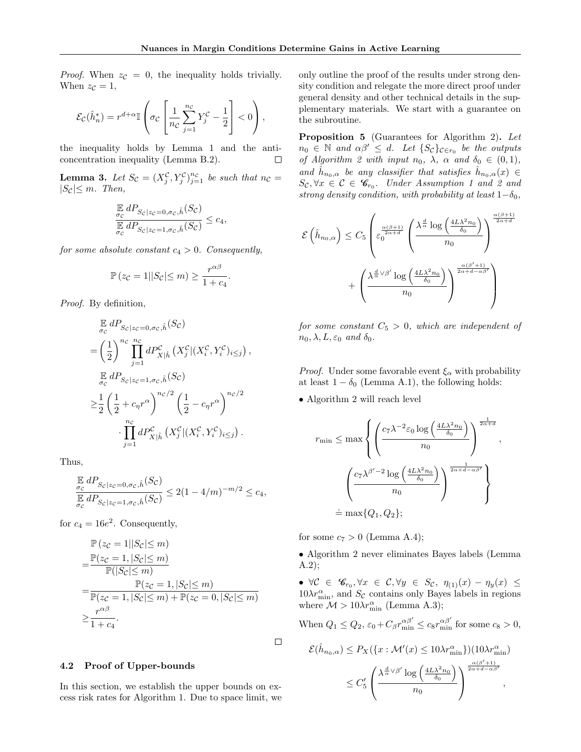*Proof.* When $z_{\mathcal{C}} = 0$, the inequality holds trivially. When $z_{\mathcal{C}} = 1$,

$$\mathcal{E}_{\mathcal{C}}(\hat{h}_n^*) = r^{d+\alpha}\mathbb{I}\left(\sigma_{\mathcal{C}}\left[\frac{1}{n_{\mathcal{C}}}\sum_{j=1}^{n_{\mathcal{C}}} Y_j^{\mathcal{C}} - \frac{1}{2}\right] < 0\right),$$

the inequality holds by Lemma 1 and the anti-concentration inequality (Lemma B.2). $\square$

**Lemma 3.** *Let $S_{\mathcal{C}} = (X_j^{\mathcal{C}}, Y_j^{\mathcal{C}})_{j=1}^{n_{\mathcal{C}}}$ be such that $n_{\mathcal{C}} = |S_{\mathcal{C}}| \leq m$. Then,*

$$\frac{\underset{\sigma_{\mathcal{C}}}{\mathbb{E}}\, dP_{S_{\mathcal{C}}|z_{\mathcal{C}}=0,\sigma_{\mathcal{C}},\hat{h}}(S_{\mathcal{C}})}{\underset{\sigma_{\mathcal{C}}}{\mathbb{E}}\, dP_{S_{\mathcal{C}}|z_{\mathcal{C}}=1,\sigma_{\mathcal{C}},\hat{h}}(S_{\mathcal{C}})} \leq c_4,$$

*for some absolute constant $c_4 > 0$. Consequently,*

$$\mathbb{P}\left(z_{\mathcal{C}} = 1 \middle| |S_{\mathcal{C}}| \leq m\right) \geq \frac{r^{\alpha\beta}}{1 + c_4}.$$

*Proof.* By definition,

$$\begin{aligned}
&\underset{\sigma_{\mathcal{C}}}{\mathbb{E}}\, dP_{S_{\mathcal{C}}|z_{\mathcal{C}}=0,\sigma_{\mathcal{C}},\hat{h}}(S_{\mathcal{C}}) \\
=&\left(\frac{1}{2}\right)^{n_{\mathcal{C}}} \prod_{j=1}^{n_{\mathcal{C}}} dP^{\mathcal{C}}_{X|\hat{h}}\left(X_j^{\mathcal{C}}|(X_i^{\mathcal{C}}, Y_i^{\mathcal{C}})_{i\leq j}\right), \\
&\underset{\sigma_{\mathcal{C}}}{\mathbb{E}}\, dP_{S_{\mathcal{C}}|z_{\mathcal{C}}=1,\sigma_{\mathcal{C}},\hat{h}}(S_{\mathcal{C}}) \\
\geq& \frac{1}{2}\left(\frac{1}{2} + c_\eta r^\alpha\right)^{n_{\mathcal{C}}/2}\left(\frac{1}{2} - c_\eta r^\alpha\right)^{n_{\mathcal{C}}/2} \\
&\cdot \prod_{j=1}^{n_{\mathcal{C}}} dP^{\mathcal{C}}_{X|\hat{h}}\left(X_j^{\mathcal{C}}|(X_i^{\mathcal{C}}, Y_i^{\mathcal{C}})_{i\leq j}\right).
\end{aligned}$$

Thus,

$$\frac{\underset{\sigma_{\mathcal{C}}}{\mathbb{E}}\, dP_{S_{\mathcal{C}}|z_{\mathcal{C}}=0,\sigma_{\mathcal{C}},\hat{h}}(S_{\mathcal{C}})}{\underset{\sigma_{\mathcal{C}}}{\mathbb{E}}\, dP_{S_{\mathcal{C}}|z_{\mathcal{C}}=1,\sigma_{\mathcal{C}},\hat{h}}(S_{\mathcal{C}})} \leq 2(1 - 4/m)^{-m/2} \leq c_4,$$

for $c_4 = 16e^2$. Consequently,

$$\begin{aligned}
&\mathbb{P}\left(z_{\mathcal{C}} = 1 \middle| |S_{\mathcal{C}}| \leq m\right) \\
=&\frac{\mathbb{P}(z_{\mathcal{C}} = 1, |S_{\mathcal{C}}| \leq m)}{\mathbb{P}(|S_{\mathcal{C}}| \leq m)} \\
=&\frac{\mathbb{P}(z_{\mathcal{C}} = 1, |S_{\mathcal{C}}| \leq m)}{\mathbb{P}(z_{\mathcal{C}} = 1, |S_{\mathcal{C}}| \leq m) + \mathbb{P}(z_{\mathcal{C}} = 0, |S_{\mathcal{C}}| \leq m)} \\
\geq&\frac{r^{\alpha\beta}}{1 + c_4}.
\end{aligned}$$

$\square$

### 4.2 Proof of Upper-bounds

In this section, we establish the upper bounds on excess risk rates for Algorithm 1. Due to space limit, we only outline the proof of the results under strong density condition and relegate the more direct proof under general density and other technical details in the supplementary materials. We start with a guarantee on the subroutine.

**Proposition 5** (Guarantees for Algorithm 2)**.** *Let $n_0 \in \mathbb{N}$ and $\alpha\beta' \leq d$. Let $\{S_{\mathcal{C}}\}_{\mathcal{C} \in r_0}$ be the outputs of Algorithm 2 with input $n_0$, $\lambda$, $\alpha$ and $\delta_0 \in (0, 1)$, and $\hat{h}_{n_0,\alpha}$ be any classifier that satisfies $\hat{h}_{n_0,\alpha}(x) \in S_{\mathcal{C}}, \forall x \in \mathcal{C} \in \mathscr{C}_{r_0}$. Under Assumption 1 and 2 and strong density condition, with probability at least $1-\delta_0$,*

$$\begin{aligned}
\mathcal{E}\left(\hat{h}_{n_0,\alpha}\right) \leq C_5 \Bigg( &\varepsilon_0^{\frac{\alpha(\beta+1)}{2\alpha+d}} \left(\frac{\lambda^{\frac{d}{\alpha}} \log\left(\frac{4L\lambda^2 n_0}{\delta_0}\right)}{n_0}\right)^{\frac{\alpha(\beta+1)}{2\alpha+d}} \\
&+ \left(\frac{\lambda^{\frac{d}{\alpha}\vee\beta'} \log\left(\frac{4L\lambda^2 n_0}{\delta_0}\right)}{n_0}\right)^{\frac{\alpha(\beta'+1)}{2\alpha+d-\alpha\beta'}} \Bigg)
\end{aligned}$$

*for some constant $C_5 > 0$, which are independent of $n_0, \lambda, L, \varepsilon_0$ and $\delta_0$.*

*Proof.* Under some favorable event $\xi_\alpha$ with probability at least $1 - \delta_0$ (Lemma A.1), the following holds:

- Algorithm 2 will reach level

$$\begin{aligned}
r_{\min} \leq \max\Bigg\{ &\left(\frac{c_7\lambda^{-2}\varepsilon_0 \log\left(\frac{4L\lambda^2 n_0}{\delta_0}\right)}{n_0}\right)^{\frac{1}{2\alpha+d}}, \\
&\left(\frac{c_7\lambda^{\beta'-2} \log\left(\frac{4L\lambda^2 n_0}{\delta_0}\right)}{n_0}\right)^{\frac{1}{2\alpha+d-\alpha\beta'}} \Bigg\} \\
\doteq& \max\{Q_1, Q_2\};
\end{aligned}$$

for some $c_7 > 0$ (Lemma A.4);

- Algorithm 2 never eliminates Bayes labels (Lemma A.2);
- $\forall \mathcal{C} \in \mathscr{C}_{r_0}, \forall x \in \mathcal{C}, \forall y \in S_{\mathcal{C}}$, $\eta_{(1)}(x) - \eta_y(x) \leq 10\lambda r_{\min}^\alpha$, and $S_{\mathcal{C}}$ contains only Bayes labels in regions where $\mathcal{M} > 10\lambda r_{\min}^\alpha$ (Lemma A.3);

When $Q_1 \leq Q_2$, $\varepsilon_0 + C_\beta r_{\min}^{\alpha\beta'} \leq c_8 r_{\min}^{\alpha\beta'}$ for some $c_8 > 0$,

$$\begin{aligned}
\mathcal{E}(\hat{h}_{n_0,\alpha}) &\leq P_X(\{x : \mathcal{M}'(x) \leq 10\lambda r_{\min}^\alpha\})(10\lambda r_{\min}^\alpha) \\
&\leq C_5' \left(\frac{\lambda^{\frac{d}{\alpha}\vee\beta'} \log\left(\frac{4L\lambda^2 n_0}{\delta_0}\right)}{n_0}\right)^{\frac{\alpha(\beta'+1)}{2\alpha+d-\alpha\beta'}},
\end{aligned}$$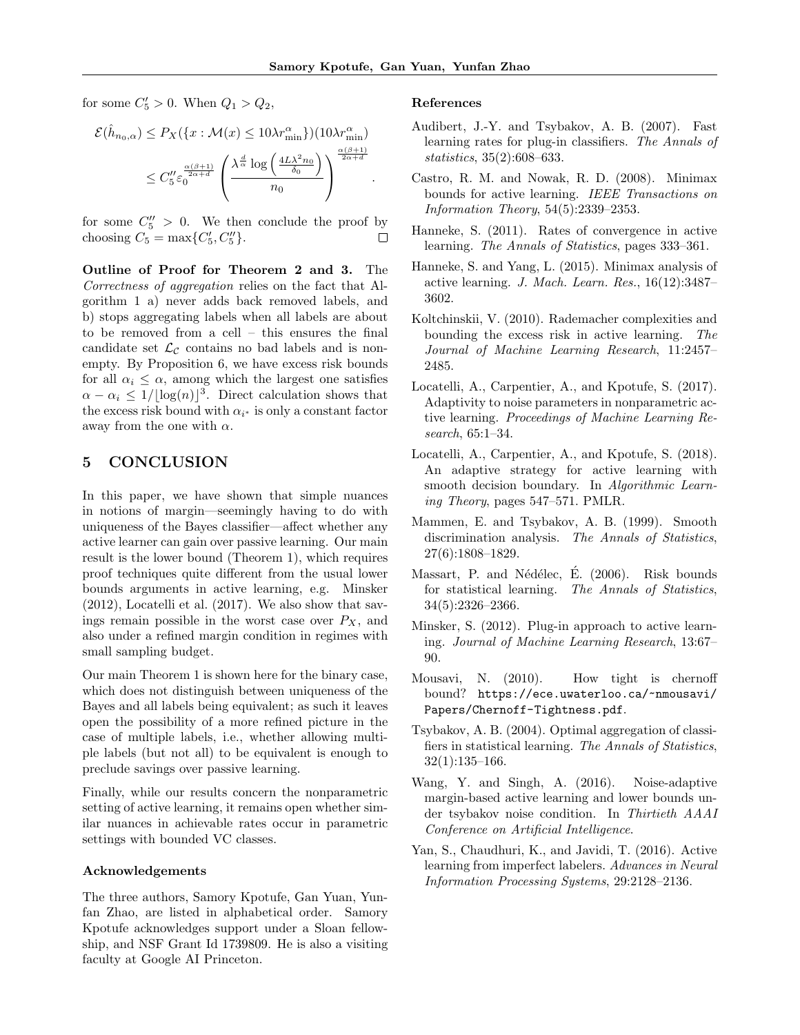for some $C_5' > 0$. When $Q_1 > Q_2$,

$$\mathcal{E}(\hat{h}_{n_0,\alpha}) \leq P_X(\{x : \mathcal{M}(x) \leq 10\lambda r_{\min}^\alpha\})(10\lambda r_{\min}^\alpha)$$
$$\leq C_5'' \varepsilon_0^{\frac{\alpha(\beta+1)}{2\alpha+d}} \left( \frac{\lambda^{\frac{d}{\alpha}} \log\left(\frac{4L\lambda^2 n_0}{\delta_0}\right)}{n_0} \right)^{\frac{\alpha(\beta+1)}{2\alpha+d}}.$$

for some $C_5'' > 0$. We then conclude the proof by choosing $C_5 = \max\{C_5', C_5''\}$. $\square$

**Outline of Proof for Theorem 2 and 3.** The *Correctness of aggregation* relies on the fact that Algorithm 1 a) never adds back removed labels, and b) stops aggregating labels when all labels are about to be removed from a cell – this ensures the final candidate set $\mathcal{L}_\mathcal{C}$ contains no bad labels and is nonempty. By Proposition 6, we have excess risk bounds for all $\alpha_i \leq \alpha$, among which the largest one satisfies $\alpha - \alpha_i \leq 1/\lfloor \log(n) \rfloor^3$. Direct calculation shows that the excess risk bound with $\alpha_{i^*}$ is only a constant factor away from the one with $\alpha$.

## 5 CONCLUSION

In this paper, we have shown that simple nuances in notions of margin—seemingly having to do with uniqueness of the Bayes classifier—affect whether any active learner can gain over passive learning. Our main result is the lower bound (Theorem 1), which requires proof techniques quite different from the usual lower bounds arguments in active learning, e.g. Minsker (2012), Locatelli et al. (2017). We also show that savings remain possible in the worst case over $P_X$, and also under a refined margin condition in regimes with small sampling budget.

Our main Theorem 1 is shown here for the binary case, which does not distinguish between uniqueness of the Bayes and all labels being equivalent; as such it leaves open the possibility of a more refined picture in the case of multiple labels, i.e., whether allowing multiple labels (but not all) to be equivalent is enough to preclude savings over passive learning.

Finally, while our results concern the nonparametric setting of active learning, it remains open whether similar nuances in achievable rates occur in parametric settings with bounded VC classes.

### Acknowledgements

The three authors, Samory Kpotufe, Gan Yuan, Yunfan Zhao, are listed in alphabetical order. Samory Kpotufe acknowledges support under a Sloan fellowship, and NSF Grant Id 1739809. He is also a visiting faculty at Google AI Princeton.

### References

Audibert, J.-Y. and Tsybakov, A. B. (2007). Fast learning rates for plug-in classifiers. *The Annals of statistics*, 35(2):608–633.

Castro, R. M. and Nowak, R. D. (2008). Minimax bounds for active learning. *IEEE Transactions on Information Theory*, 54(5):2339–2353.

Hanneke, S. (2011). Rates of convergence in active learning. *The Annals of Statistics*, pages 333–361.

Hanneke, S. and Yang, L. (2015). Minimax analysis of active learning. *J. Mach. Learn. Res.*, 16(12):3487–3602.

Koltchinskii, V. (2010). Rademacher complexities and bounding the excess risk in active learning. *The Journal of Machine Learning Research*, 11:2457–2485.

Locatelli, A., Carpentier, A., and Kpotufe, S. (2017). Adaptivity to noise parameters in nonparametric active learning. *Proceedings of Machine Learning Research*, 65:1–34.

Locatelli, A., Carpentier, A., and Kpotufe, S. (2018). An adaptive strategy for active learning with smooth decision boundary. In *Algorithmic Learning Theory*, pages 547–571. PMLR.

Mammen, E. and Tsybakov, A. B. (1999). Smooth discrimination analysis. *The Annals of Statistics*, 27(6):1808–1829.

Massart, P. and Nédélec, É. (2006). Risk bounds for statistical learning. *The Annals of Statistics*, 34(5):2326–2366.

Minsker, S. (2012). Plug-in approach to active learning. *Journal of Machine Learning Research*, 13:67–90.

Mousavi, N. (2010). How tight is chernoff bound? `https://ece.uwaterloo.ca/~nmousavi/Papers/Chernoff-Tightness.pdf`.

Tsybakov, A. B. (2004). Optimal aggregation of classifiers in statistical learning. *The Annals of Statistics*, 32(1):135–166.

Wang, Y. and Singh, A. (2016). Noise-adaptive margin-based active learning and lower bounds under tsybakov noise condition. In *Thirtieth AAAI Conference on Artificial Intelligence*.

Yan, S., Chaudhuri, K., and Javidi, T. (2016). Active learning from imperfect labelers. *Advances in Neural Information Processing Systems*, 29:2128–2136.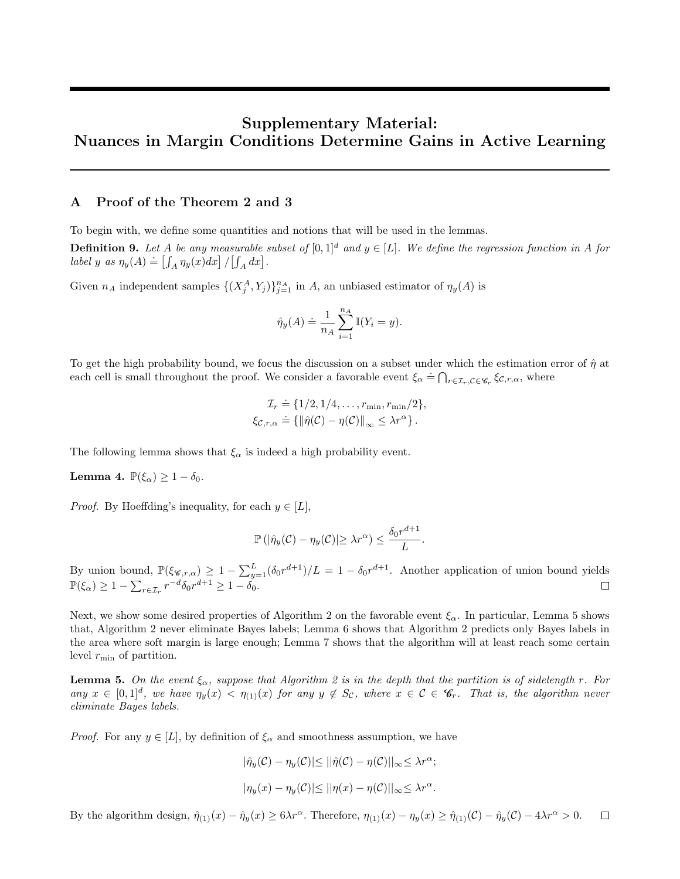# Supplementary Material: Nuances in Margin Conditions Determine Gains in Active Learning

## A Proof of the Theorem 2 and 3

To begin with, we define some quantities and notions that will be used in the lemmas.

**Definition 9.** *Let $A$ be any measurable subset of $[0,1]^d$ and $y \in [L]$. We define the regression function in $A$ for label $y$ as $\eta_y(A) \doteq \left[\int_A \eta_y(x)dx\right] / \left[\int_A dx\right]$.*

Given $n_A$ independent samples $\{(X_j^A, Y_j)\}_{j=1}^{n_A}$ in $A$, an unbiased estimator of $\eta_y(A)$ is

$$\hat{\eta}_y(A) \doteq \frac{1}{n_A}\sum_{i=1}^{n_A} \mathbb{I}(Y_i = y).$$

To get the high probability bound, we focus the discussion on a subset under which the estimation error of $\hat{\eta}$ at each cell is small throughout the proof. We consider a favorable event $\xi_\alpha \doteq \bigcap_{r\in\mathcal{I}_r, \mathcal{C}\in\mathscr{C}_r} \xi_{\mathcal{C},r,\alpha}$, where

$$\mathcal{I}_r \doteq \{1/2, 1/4, \ldots, r_{\min}, r_{\min}/2\},$$
$$\xi_{\mathcal{C},r,\alpha} \doteq \{\|\hat{\eta}(\mathcal{C}) - \eta(\mathcal{C})\|_\infty \leq \lambda r^\alpha\}.$$

The following lemma shows that $\xi_\alpha$ is indeed a high probability event.

**Lemma 4.** $\mathbb{P}(\xi_\alpha) \geq 1 - \delta_0$.

*Proof.* By Hoeffding's inequality, for each $y \in [L]$,

$$\mathbb{P}\left(|\hat{\eta}_y(\mathcal{C}) - \eta_y(\mathcal{C})| \geq \lambda r^\alpha\right) \leq \frac{\delta_0 r^{d+1}}{L}.$$

By union bound, $\mathbb{P}(\xi_{\mathscr{C},r,\alpha}) \geq 1 - \sum_{y=1}^{L}(\delta_0 r^{d+1})/L = 1 - \delta_0 r^{d+1}$. Another application of union bound yields $\mathbb{P}(\xi_\alpha) \geq 1 - \sum_{r\in\mathcal{I}_r} r^{-d}\delta_0 r^{d+1} \geq 1 - \delta_0$. □

Next, we show some desired properties of Algorithm 2 on the favorable event $\xi_\alpha$. In particular, Lemma 5 shows that, Algorithm 2 never eliminate Bayes labels; Lemma 6 shows that Algorithm 2 predicts only Bayes labels in the area where soft margin is large enough; Lemma 7 shows that the algorithm will at least reach some certain level $r_{\min}$ of partition.

**Lemma 5.** *On the event $\xi_\alpha$, suppose that Algorithm 2 is in the depth that the partition is of sidelength $r$. For any $x \in [0,1]^d$, we have $\eta_y(x) < \eta_{(1)}(x)$ for any $y \notin S_\mathcal{C}$, where $x \in \mathcal{C} \in \mathscr{C}_r$. That is, the algorithm never eliminate Bayes labels.*

*Proof.* For any $y \in [L]$, by definition of $\xi_\alpha$ and smoothness assumption, we have

$$|\hat{\eta}_y(\mathcal{C}) - \eta_y(\mathcal{C})| \leq ||\hat{\eta}(\mathcal{C}) - \eta(\mathcal{C})||_\infty \leq \lambda r^\alpha;$$

$$|\eta_y(x) - \eta_y(\mathcal{C})| \leq ||\eta(x) - \eta(\mathcal{C})||_\infty \leq \lambda r^\alpha.$$

By the algorithm design, $\hat{\eta}_{(1)}(x) - \hat{\eta}_y(x) \geq 6\lambda r^\alpha$. Therefore, $\eta_{(1)}(x) - \eta_y(x) \geq \hat{\eta}_{(1)}(\mathcal{C}) - \hat{\eta}_y(\mathcal{C}) - 4\lambda r^\alpha > 0$. □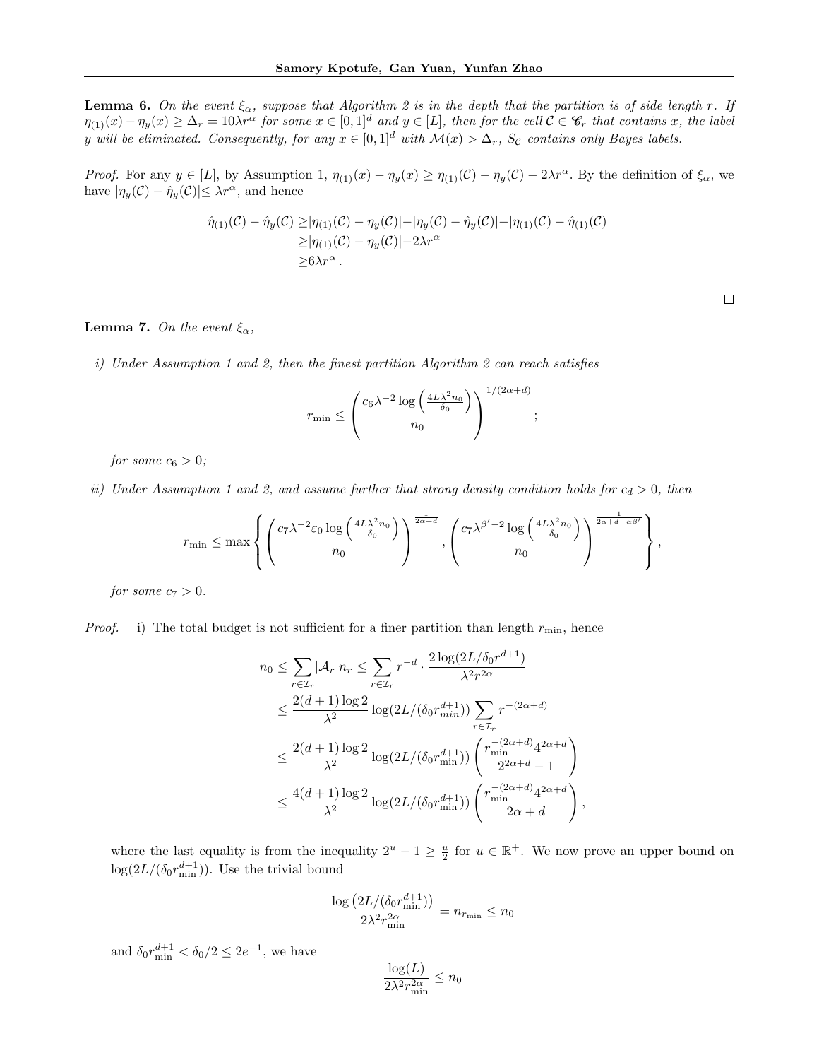**Lemma 6.** *On the event $\xi_\alpha$, suppose that Algorithm 2 is in the depth that the partition is of side length $r$. If $\eta_{(1)}(x) - \eta_y(x) \geq \Delta_r = 10\lambda r^\alpha$ for some $x \in [0,1]^d$ and $y \in [L]$, then for the cell $\mathcal{C} \in \mathscr{C}_r$ that contains $x$, the label $y$ will be eliminated. Consequently, for any $x \in [0,1]^d$ with $\mathcal{M}(x) > \Delta_r$, $S_\mathcal{C}$ contains only Bayes labels.*

*Proof.* For any $y \in [L]$, by Assumption 1, $\eta_{(1)}(x) - \eta_y(x) \geq \eta_{(1)}(\mathcal{C}) - \eta_y(\mathcal{C}) - 2\lambda r^\alpha$. By the definition of $\xi_\alpha$, we have $|\eta_y(\mathcal{C}) - \hat{\eta}_y(\mathcal{C})| \leq \lambda r^\alpha$, and hence

$$
\begin{aligned}
\hat{\eta}_{(1)}(\mathcal{C}) - \hat{\eta}_y(\mathcal{C}) \geq& |\eta_{(1)}(\mathcal{C}) - \eta_y(\mathcal{C})| - |\eta_y(\mathcal{C}) - \hat{\eta}_y(\mathcal{C})| - |\eta_{(1)}(\mathcal{C}) - \hat{\eta}_{(1)}(\mathcal{C})| \\
\geq& |\eta_{(1)}(\mathcal{C}) - \eta_y(\mathcal{C})| - 2\lambda r^\alpha \\
\geq& 6\lambda r^\alpha\,.
\end{aligned}
$$

□

**Lemma 7.** *On the event $\xi_\alpha$,*

*i) Under Assumption 1 and 2, then the finest partition Algorithm 2 can reach satisfies*

$$
r_{\min} \leq \left( \frac{c_6 \lambda^{-2} \log\left(\frac{4L\lambda^2 n_0}{\delta_0}\right)}{n_0} \right)^{1/(2\alpha+d)};
$$

*for some $c_6 > 0$;*

*ii) Under Assumption 1 and 2, and assume further that strong density condition holds for $c_d > 0$, then*

$$
r_{\min} \leq \max\left\{ \left( \frac{c_7 \lambda^{-2} \varepsilon_0 \log\left(\frac{4L\lambda^2 n_0}{\delta_0}\right)}{n_0} \right)^{\frac{1}{2\alpha+d}}, \left( \frac{c_7 \lambda^{\beta'-2} \log\left(\frac{4L\lambda^2 n_0}{\delta_0}\right)}{n_0} \right)^{\frac{1}{2\alpha+d-\alpha\beta'}} \right\},
$$

*for some $c_7 > 0$.*

*Proof.* i) The total budget is not sufficient for a finer partition than length $r_{\min}$, hence

$$
\begin{aligned}
n_0 \leq& \sum_{r \in \mathcal{I}_r} |\mathcal{A}_r| n_r \leq \sum_{r \in \mathcal{I}_r} r^{-d} \cdot \frac{2\log(2L/\delta_0 r^{d+1})}{\lambda^2 r^{2\alpha}} \\
\leq& \frac{2(d+1)\log 2}{\lambda^2} \log(2L/(\delta_0 r_{min}^{d+1})) \sum_{r \in \mathcal{I}_r} r^{-(2\alpha+d)} \\
\leq& \frac{2(d+1)\log 2}{\lambda^2} \log(2L/(\delta_0 r_{\min}^{d+1})) \left( \frac{r_{\min}^{-(2\alpha+d)} 4^{2\alpha+d}}{2^{2\alpha+d} - 1} \right) \\
\leq& \frac{4(d+1)\log 2}{\lambda^2} \log(2L/(\delta_0 r_{\min}^{d+1})) \left( \frac{r_{\min}^{-(2\alpha+d)} 4^{2\alpha+d}}{2\alpha+d} \right),
\end{aligned}
$$

where the last equality is from the inequality $2^u - 1 \geq \frac{u}{2}$ for $u \in \mathbb{R}^+$. We now prove an upper bound on $\log(2L/(\delta_0 r_{\min}^{d+1}))$. Use the trivial bound

$$
\frac{\log\left(2L/(\delta_0 r_{\min}^{d+1})\right)}{2\lambda^2 r_{\min}^{2\alpha}} = n_{r_{\min}} \leq n_0
$$

and $\delta_0 r_{\min}^{d+1} < \delta_0/2 \leq 2e^{-1}$, we have

$$
\frac{\log(L)}{2\lambda^2 r_{\min}^{2\alpha}} \leq n_0
$$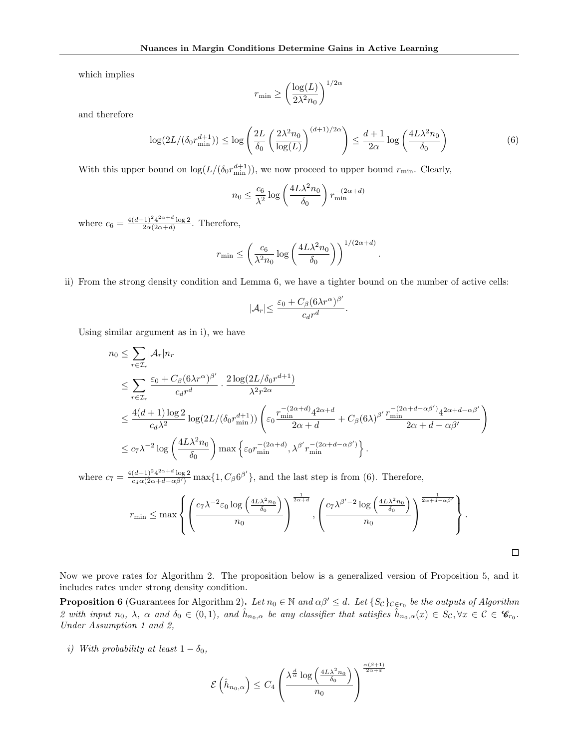which implies

$$r_{\min} \geq \left( \frac{\log(L)}{2\lambda^2 n_0} \right)^{1/2\alpha}$$

and therefore

$$\log(2L/(\delta_0 r_{\min}^{d+1})) \leq \log \left( \frac{2L}{\delta_0} \left( \frac{2\lambda^2 n_0}{\log(L)} \right)^{(d+1)/2\alpha} \right) \leq \frac{d+1}{2\alpha} \log \left( \frac{4L\lambda^2 n_0}{\delta_0} \right) \tag{6}$$

With this upper bound on $\log(L/(\delta_0 r_{\min}^{d+1}))$, we now proceed to upper bound $r_{\min}$. Clearly,

$$n_0 \leq \frac{c_6}{\lambda^2} \log \left( \frac{4L\lambda^2 n_0}{\delta_0} \right) r_{\min}^{-(2\alpha+d)}$$

where $c_6 = \frac{4(d+1)^2 4^{2\alpha+d} \log 2}{2\alpha(2\alpha+d)}$. Therefore,

$$r_{\min} \leq \left( \frac{c_6}{\lambda^2 n_0} \log \left( \frac{4L\lambda^2 n_0}{\delta_0} \right) \right)^{1/(2\alpha+d)}.$$

ii) From the strong density condition and Lemma 6, we have a tighter bound on the number of active cells:

$$|\mathcal{A}_r| \leq \frac{\varepsilon_0 + C_\beta (6\lambda r^\alpha)^{\beta'}}{c_d r^d}.$$

Using similar argument as in i), we have

$$\begin{aligned}
n_0 &\leq \sum_{r \in \mathcal{I}_r} |\mathcal{A}_r| n_r \\
&\leq \sum_{r \in \mathcal{I}_r} \frac{\varepsilon_0 + C_\beta (6\lambda r^\alpha)^{\beta'}}{c_d r^d} \cdot \frac{2\log(2L/\delta_0 r^{d+1})}{\lambda^2 r^{2\alpha}} \\
&\leq \frac{4(d+1)\log 2}{c_d \lambda^2} \log(2L/(\delta_0 r_{\min}^{d+1})) \left( \varepsilon_0 \frac{r_{\min}^{-(2\alpha+d)} 4^{2\alpha+d}}{2\alpha+d} + C_\beta (6\lambda)^{\beta'} \frac{r_{\min}^{-(2\alpha+d-\alpha\beta')} 4^{2\alpha+d-\alpha\beta'}}{2\alpha+d-\alpha\beta'} \right) \\
&\leq c_7 \lambda^{-2} \log \left( \frac{4L\lambda^2 n_0}{\delta_0} \right) \max \left\{ \varepsilon_0 r_{\min}^{-(2\alpha+d)}, \lambda^{\beta'} r_{\min}^{-(2\alpha+d-\alpha\beta')} \right\}.
\end{aligned}$$

where $c_7 = \frac{4(d+1)^2 4^{2\alpha+d} \log 2}{c_d \alpha (2\alpha+d-\alpha\beta')} \max\{1, C_\beta 6^{\beta'}\}$, and the last step is from (6). Therefore,

$$r_{\min} \leq \max \left\{ \left( \frac{c_7 \lambda^{-2} \varepsilon_0 \log\left(\frac{4L\lambda^2 n_0}{\delta_0}\right)}{n_0} \right)^{\frac{1}{2\alpha+d}}, \left( \frac{c_7 \lambda^{\beta'-2} \log\left(\frac{4L\lambda^2 n_0}{\delta_0}\right)}{n_0} \right)^{\frac{1}{2\alpha+d-\alpha\beta'}} \right\}.$$

$\square$

Now we prove rates for Algorithm 2. The proposition below is a generalized version of Proposition 5, and it includes rates under strong density condition.

**Proposition 6** (Guarantees for Algorithm 2)**.** *Let $n_0 \in \mathbb{N}$ and $\alpha\beta' \leq d$. Let $\{S_\mathcal{C}\}_{\mathcal{C} \in r_0}$ be the outputs of Algorithm 2 with input $n_0$, $\lambda$, $\alpha$ and $\delta_0 \in (0,1)$, and $\hat{h}_{n_0,\alpha}$ be any classifier that satisfies $\hat{h}_{n_0,\alpha}(x) \in S_\mathcal{C}, \forall x \in \mathcal{C} \in \mathscr{C}_{r_0}$. Under Assumption 1 and 2,*

*i) With probability at least $1 - \delta_0$,*

$$\mathcal{E}\left(\hat{h}_{n_0,\alpha}\right) \leq C_4 \left( \frac{\lambda^{\frac{d}{\alpha}} \log\left(\frac{4L\lambda^2 n_0}{\delta_0}\right)}{n_0} \right)^{\frac{\alpha(\beta+1)}{2\alpha+d}}$$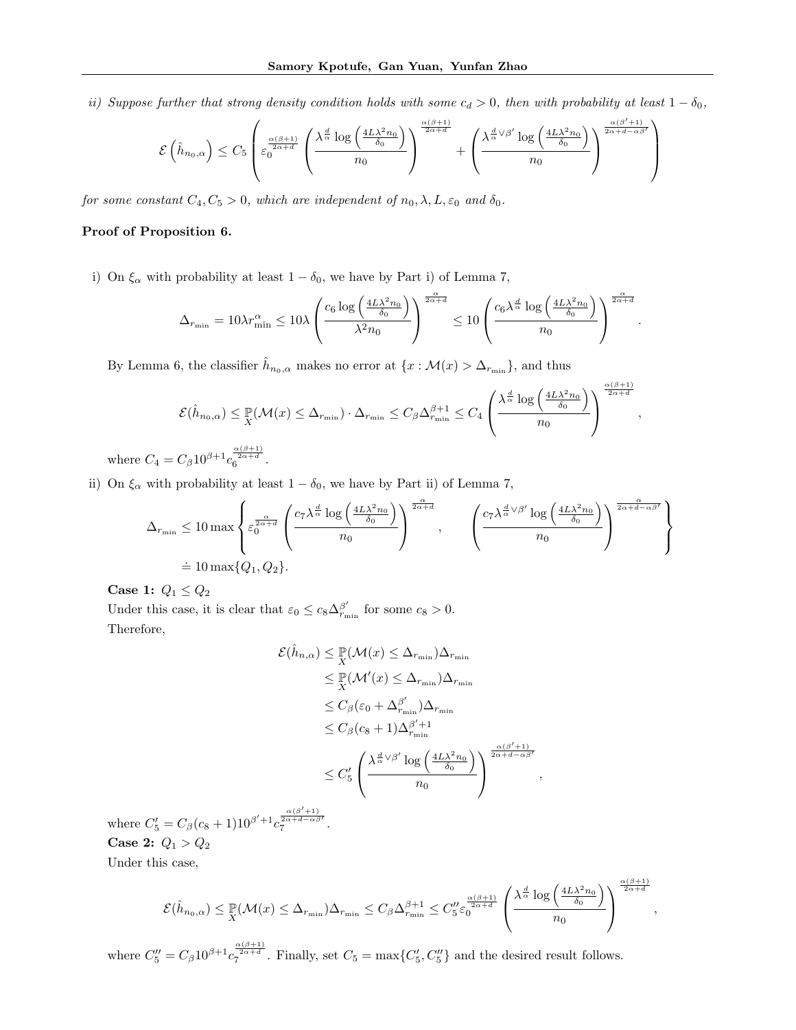*ii) Suppose further that strong density condition holds with some $c_d > 0$, then with probability at least $1 - \delta_0$,*

$$\mathcal{E}\left(\hat{h}_{n_0,\alpha}\right) \leq C_5 \left( \varepsilon_0^{\frac{\alpha(\beta+1)}{2\alpha+d}} \left( \frac{\lambda^{\frac{d}{\alpha}} \log\left(\frac{4L\lambda^2 n_0}{\delta_0}\right)}{n_0} \right)^{\frac{\alpha(\beta+1)}{2\alpha+d}} + \left( \frac{\lambda^{\frac{d}{\alpha}\vee\beta'} \log\left(\frac{4L\lambda^2 n_0}{\delta_0}\right)}{n_0} \right)^{\frac{\alpha(\beta'+1)}{2\alpha+d-\alpha\beta'}} \right)$$

*for some constant $C_4, C_5 > 0$, which are independent of $n_0, \lambda, L, \varepsilon_0$ and $\delta_0$.*

**Proof of Proposition 6.**

i) On $\xi_\alpha$ with probability at least $1 - \delta_0$, we have by Part i) of Lemma 7,

$$\Delta_{r_{\min}} = 10\lambda r_{\min}^\alpha \leq 10\lambda \left( \frac{c_6 \log\left(\frac{4L\lambda^2 n_0}{\delta_0}\right)}{\lambda^2 n_0} \right)^{\frac{\alpha}{2\alpha+d}} \leq 10 \left( \frac{c_6 \lambda^{\frac{d}{\alpha}} \log\left(\frac{4L\lambda^2 n_0}{\delta_0}\right)}{n_0} \right)^{\frac{\alpha}{2\alpha+d}}.$$

By Lemma 6, the classifier $\hat{h}_{n_0,\alpha}$ makes no error at $\{x : \mathcal{M}(x) > \Delta_{r_{\min}}\}$, and thus

$$\mathcal{E}(\hat{h}_{n_0,\alpha}) \leq \mathbb{P}_X(\mathcal{M}(x) \leq \Delta_{r_{\min}}) \cdot \Delta_{r_{\min}} \leq C_\beta \Delta_{r_{\min}}^{\beta+1} \leq C_4 \left( \frac{\lambda^{\frac{d}{\alpha}} \log\left(\frac{4L\lambda^2 n_0}{\delta_0}\right)}{n_0} \right)^{\frac{\alpha(\beta+1)}{2\alpha+d}},$$

where $C_4 = C_\beta 10^{\beta+1} c_6^{\frac{\alpha(\beta+1)}{2\alpha+d}}$.

ii) On $\xi_\alpha$ with probability at least $1 - \delta_0$, we have by Part ii) of Lemma 7,

$$\begin{aligned}
\Delta_{r_{\min}} &\leq 10 \max\left\{ \varepsilon_0^{\frac{\alpha}{2\alpha+d}} \left( \frac{c_7 \lambda^{\frac{d}{\alpha}} \log\left(\frac{4L\lambda^2 n_0}{\delta_0}\right)}{n_0} \right)^{\frac{\alpha}{2\alpha+d}}, \quad \left( \frac{c_7 \lambda^{\frac{d}{\alpha}\vee\beta'} \log\left(\frac{4L\lambda^2 n_0}{\delta_0}\right)}{n_0} \right)^{\frac{\alpha}{2\alpha+d-\alpha\beta'}} \right\} \\
&\doteq 10 \max\{Q_1, Q_2\}.
\end{aligned}$$

**Case 1:** $Q_1 \leq Q_2$

Under this case, it is clear that $\varepsilon_0 \leq c_8 \Delta_{r_{\min}}^{\beta'}$ for some $c_8 > 0$.

Therefore,

$$\begin{aligned}
\mathcal{E}(\hat{h}_{n,\alpha}) &\leq \mathbb{P}_X(\mathcal{M}(x) \leq \Delta_{r_{\min}}) \Delta_{r_{\min}} \\
&\leq \mathbb{P}_X(\mathcal{M}'(x) \leq \Delta_{r_{\min}}) \Delta_{r_{\min}} \\
&\leq C_\beta(\varepsilon_0 + \Delta_{r_{\min}}^{\beta'}) \Delta_{r_{\min}} \\
&\leq C_\beta(c_8 + 1) \Delta_{r_{\min}}^{\beta'+1} \\
&\leq C_5' \left( \frac{\lambda^{\frac{d}{\alpha}\vee\beta'} \log\left(\frac{4L\lambda^2 n_0}{\delta_0}\right)}{n_0} \right)^{\frac{\alpha(\beta'+1)}{2\alpha+d-\alpha\beta'}},
\end{aligned}$$

where $C_5' = C_\beta(c_8 + 1) 10^{\beta'+1} c_7^{\frac{\alpha(\beta'+1)}{2\alpha+d-\alpha\beta'}}$.

**Case 2:** $Q_1 > Q_2$

Under this case,

$$\mathcal{E}(\hat{h}_{n_0,\alpha}) \leq \mathbb{P}_X(\mathcal{M}(x) \leq \Delta_{r_{\min}}) \Delta_{r_{\min}} \leq C_\beta \Delta_{r_{\min}}^{\beta+1} \leq C_5'' \varepsilon_0^{\frac{\alpha(\beta+1)}{2\alpha+d}} \left( \frac{\lambda^{\frac{d}{\alpha}} \log\left(\frac{4L\lambda^2 n_0}{\delta_0}\right)}{n_0} \right)^{\frac{\alpha(\beta+1)}{2\alpha+d}},$$

where $C_5'' = C_\beta 10^{\beta+1} c_7^{\frac{\alpha(\beta+1)}{2\alpha+d}}$. Finally, set $C_5 = \max\{C_5', C_5''\}$ and the desired result follows.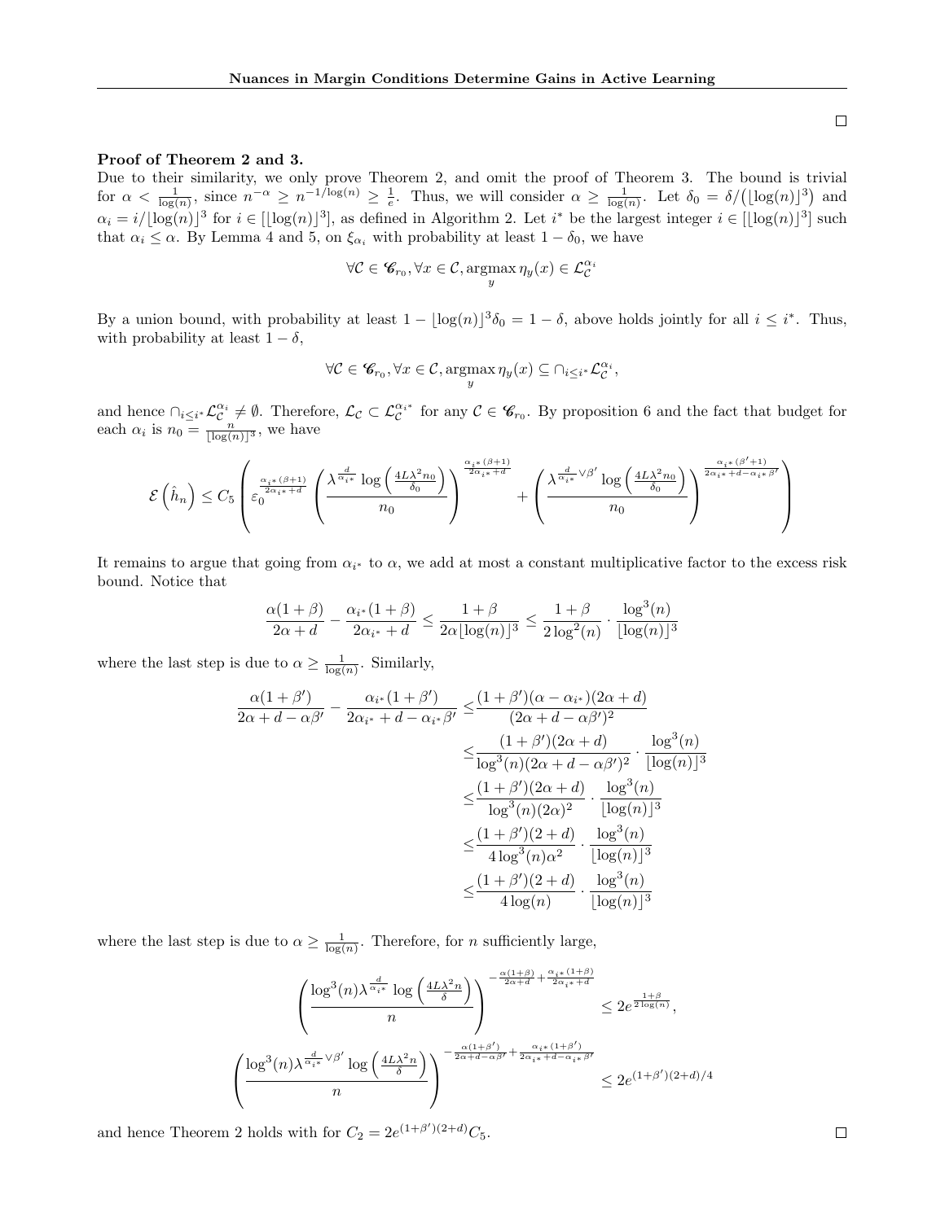□

**Proof of Theorem 2 and 3.**
Due to their similarity, we only prove Theorem 2, and omit the proof of Theorem 3. The bound is trivial for $\alpha < \frac{1}{\log(n)}$, since $n^{-\alpha} \geq n^{-1/\log(n)} \geq \frac{1}{e}$. Thus, we will consider $\alpha \geq \frac{1}{\log(n)}$. Let $\delta_0 = \delta/(\lfloor \log(n) \rfloor^3)$ and $\alpha_i = i/\lfloor \log(n) \rfloor^3$ for $i \in [\lfloor \log(n) \rfloor^3]$, as defined in Algorithm 2. Let $i^*$ be the largest integer $i \in [\lfloor \log(n) \rfloor^3]$ such that $\alpha_i \leq \alpha$. By Lemma 4 and 5, on $\xi_{\alpha_i}$ with probability at least $1 - \delta_0$, we have

$$\forall \mathcal{C} \in \mathscr{C}_{r_0}, \forall x \in \mathcal{C}, \operatorname*{argmax}_y \eta_y(x) \in \mathcal{L}_{\mathcal{C}}^{\alpha_i}$$

By a union bound, with probability at least $1 - \lfloor \log(n) \rfloor^3 \delta_0 = 1 - \delta$, above holds jointly for all $i \leq i^*$. Thus, with probability at least $1 - \delta$,

$$\forall \mathcal{C} \in \mathscr{C}_{r_0}, \forall x \in \mathcal{C}, \operatorname*{argmax}_y \eta_y(x) \subseteq \cap_{i \leq i^*} \mathcal{L}_{\mathcal{C}}^{\alpha_i},$$

and hence $\cap_{i \leq i^*} \mathcal{L}_{\mathcal{C}}^{\alpha_i} \neq \emptyset$. Therefore, $\mathcal{L}_{\mathcal{C}} \subset \mathcal{L}_{\mathcal{C}}^{\alpha_{i^*}}$ for any $\mathcal{C} \in \mathscr{C}_{r_0}$. By proposition 6 and the fact that budget for each $\alpha_i$ is $n_0 = \frac{n}{\lfloor \log(n) \rfloor^3}$, we have

$$\mathcal{E}\left(\hat{h}_n\right) \leq C_5 \left( \varepsilon_0^{\frac{\alpha_{i^*}(\beta+1)}{2\alpha_{i^*}+d}} \left( \frac{\lambda^{\frac{d}{\alpha_{i^*}}} \log\left(\frac{4L\lambda^2 n_0}{\delta_0}\right)}{n_0} \right)^{\frac{\alpha_{i^*}(\beta+1)}{2\alpha_{i^*}+d}} + \left( \frac{\lambda^{\frac{d}{\alpha_{i^*}} \vee \beta'} \log\left(\frac{4L\lambda^2 n_0}{\delta_0}\right)}{n_0} \right)^{\frac{\alpha_{i^*}(\beta'+1)}{2\alpha_{i^*}+d-\alpha_{i^*}\beta'}} \right)$$

It remains to argue that going from $\alpha_{i^*}$ to $\alpha$, we add at most a constant multiplicative factor to the excess risk bound. Notice that

$$\frac{\alpha(1+\beta)}{2\alpha+d} - \frac{\alpha_{i^*}(1+\beta)}{2\alpha_{i^*}+d} \leq \frac{1+\beta}{2\alpha \lfloor \log(n) \rfloor^3} \leq \frac{1+\beta}{2\log^2(n)} \cdot \frac{\log^3(n)}{\lfloor \log(n) \rfloor^3}$$

where the last step is due to $\alpha \geq \frac{1}{\log(n)}$. Similarly,

$$\begin{aligned}
\frac{\alpha(1+\beta')}{2\alpha+d-\alpha\beta'} - \frac{\alpha_{i^*}(1+\beta')}{2\alpha_{i^*}+d-\alpha_{i^*}\beta'} \leq& \frac{(1+\beta')(\alpha-\alpha_{i^*})(2\alpha+d)}{(2\alpha+d-\alpha\beta')^2} \\
\leq& \frac{(1+\beta')(2\alpha+d)}{\log^3(n)(2\alpha+d-\alpha\beta')^2} \cdot \frac{\log^3(n)}{\lfloor \log(n) \rfloor^3} \\
\leq& \frac{(1+\beta')(2\alpha+d)}{\log^3(n)(2\alpha)^2} \cdot \frac{\log^3(n)}{\lfloor \log(n) \rfloor^3} \\
\leq& \frac{(1+\beta')(2+d)}{4\log^3(n)\alpha^2} \cdot \frac{\log^3(n)}{\lfloor \log(n) \rfloor^3} \\
\leq& \frac{(1+\beta')(2+d)}{4\log(n)} \cdot \frac{\log^3(n)}{\lfloor \log(n) \rfloor^3}
\end{aligned}$$

where the last step is due to $\alpha \geq \frac{1}{\log(n)}$. Therefore, for $n$ sufficiently large,

$$\left( \frac{\log^3(n) \lambda^{\frac{d}{\alpha_{i^*}}} \log\left(\frac{4L\lambda^2 n}{\delta}\right)}{n} \right)^{-\frac{\alpha(1+\beta)}{2\alpha+d} + \frac{\alpha_{i^*}(1+\beta)}{2\alpha_{i^*}+d}} \leq 2e^{\frac{1+\beta}{2\log(n)}},$$

$$\left( \frac{\log^3(n) \lambda^{\frac{d}{\alpha_{i^*}} \vee \beta'} \log\left(\frac{4L\lambda^2 n}{\delta}\right)}{n} \right)^{-\frac{\alpha(1+\beta')}{2\alpha+d-\alpha\beta'} + \frac{\alpha_{i^*}(1+\beta')}{2\alpha_{i^*}+d-\alpha_{i^*}\beta'}} \leq 2e^{(1+\beta')(2+d)/4}$$

and hence Theorem 2 holds with for $C_2 = 2e^{(1+\beta')(2+d)} C_5$.

□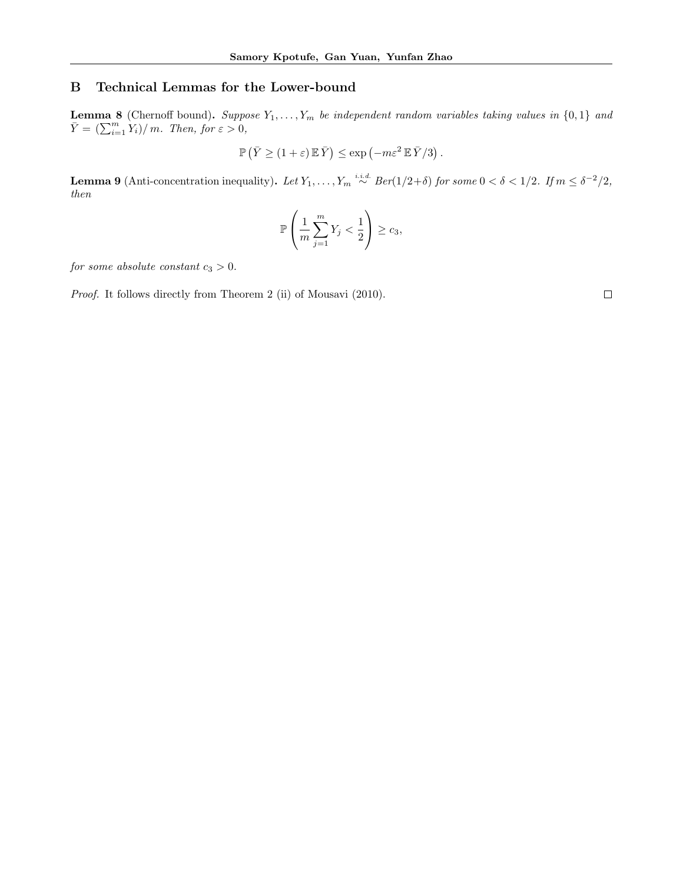## B Technical Lemmas for the Lower-bound

**Lemma 8** (Chernoff bound)**.** *Suppose $Y_1, \dots, Y_m$ be independent random variables taking values in $\{0, 1\}$ and $\bar{Y} = (\sum_{i=1}^{m} Y_i)/m$. Then, for $\varepsilon > 0$,*

$$\mathbb{P}\left(\bar{Y} \geq (1+\varepsilon)\,\mathbb{E}\,\bar{Y}\right) \leq \exp\left(-m\varepsilon^2\,\mathbb{E}\,\bar{Y}/3\right).$$

**Lemma 9** (Anti-concentration inequality)**.** *Let $Y_1, \dots, Y_m \overset{i.i.d.}{\sim} Ber(1/2+\delta)$ for some $0 < \delta < 1/2$. If $m \leq \delta^{-2}/2$, then*

$$\mathbb{P}\left(\frac{1}{m}\sum_{j=1}^{m} Y_j < \frac{1}{2}\right) \geq c_3,$$

*for some absolute constant $c_3 > 0$.*

*Proof.* It follows directly from Theorem 2 (ii) of Mousavi (2010). □